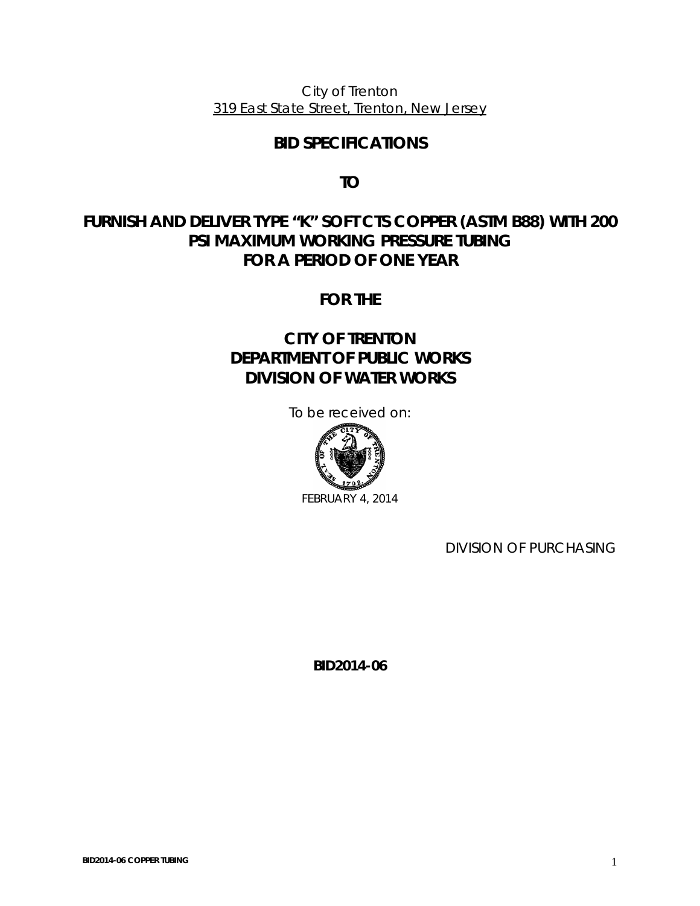City of Trenton
319 East State Street, Trenton, New Jersey

# BID SPECIFICATIONS

# TO

# FURNISH AND DELIVER TYPE "K" SOFT CTS COPPER (ASTM B88) WITH 200 PSI MAXIMUM WORKING PRESSURE TUBING FOR A PERIOD OF ONE YEAR

# FOR THE

# CITY OF TRENTON DEPARTMENT OF PUBLIC WORKS DIVISION OF WATER WORKS

To be received on:

FEBRUARY 4, 2014

DIVISION OF PURCHASING

**BID2014-06**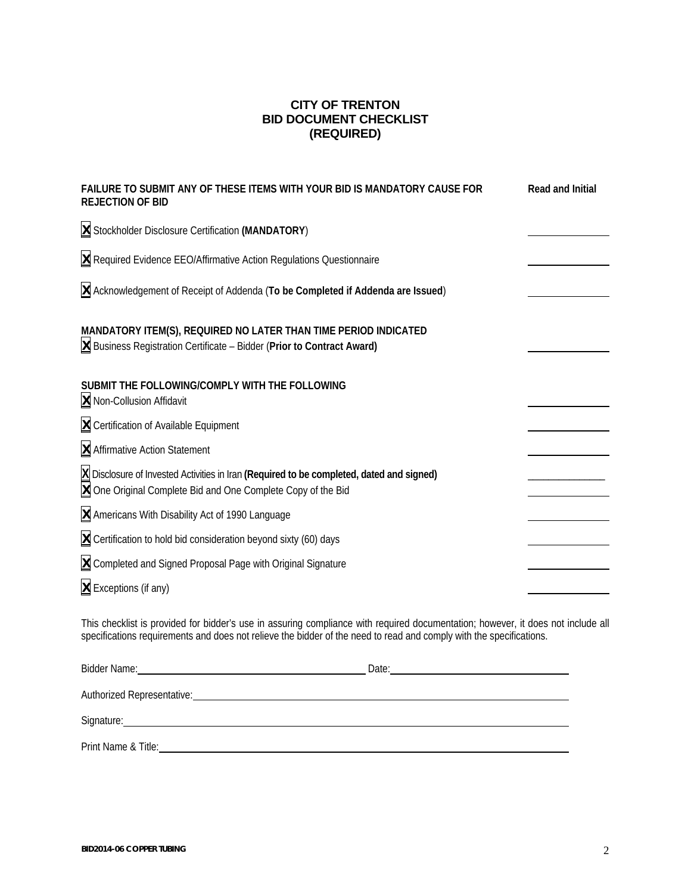# CITY OF TRENTON
# BID DOCUMENT CHECKLIST
# (REQUIRED)

| FAILURE TO SUBMIT ANY OF THESE ITEMS WITH YOUR BID IS MANDATORY CAUSE FOR REJECTION OF BID | Read and Initial |
| --- | --- |
| ☒ Stockholder Disclosure Certification **(MANDATORY)** | ______________ |
| ☒ Required Evidence EEO/Affirmative Action Regulations Questionnaire | ______________ |
| ☒ Acknowledgement of Receipt of Addenda (**To be Completed if Addenda are Issued**) | ______________ |
| **MANDATORY ITEM(S), REQUIRED NO LATER THAN TIME PERIOD INDICATED** | |
| ☒ Business Registration Certificate – Bidder (**Prior to Contract Award)** | ______________ |
| **SUBMIT THE FOLLOWING/COMPLY WITH THE FOLLOWING** | |
| ☒ Non-Collusion Affidavit | ______________ |
| ☒ Certification of Available Equipment | ______________ |
| ☒ Affirmative Action Statement | ______________ |
| ☒ Disclosure of Invested Activities in Iran **(Required to be completed, dated and signed)** | ______________ |
| ☒ One Original Complete Bid and One Complete Copy of the Bid | ______________ |
| ☒ Americans With Disability Act of 1990 Language | ______________ |
| ☒ Certification to hold bid consideration beyond sixty (60) days | ______________ |
| ☒ Completed and Signed Proposal Page with Original Signature | ______________ |
| ☒ Exceptions (if any) | ______________ |

This checklist is provided for bidder's use in assuring compliance with required documentation; however, it does not include all specifications requirements and does not relieve the bidder of the need to read and comply with the specifications.

Bidder Name:________________________________ Date:________________________

Authorized Representative:________________________________________________

Signature:_____________________________________________________________

Print Name & Title:______________________________________________________

BID2014-06 COPPER TUBING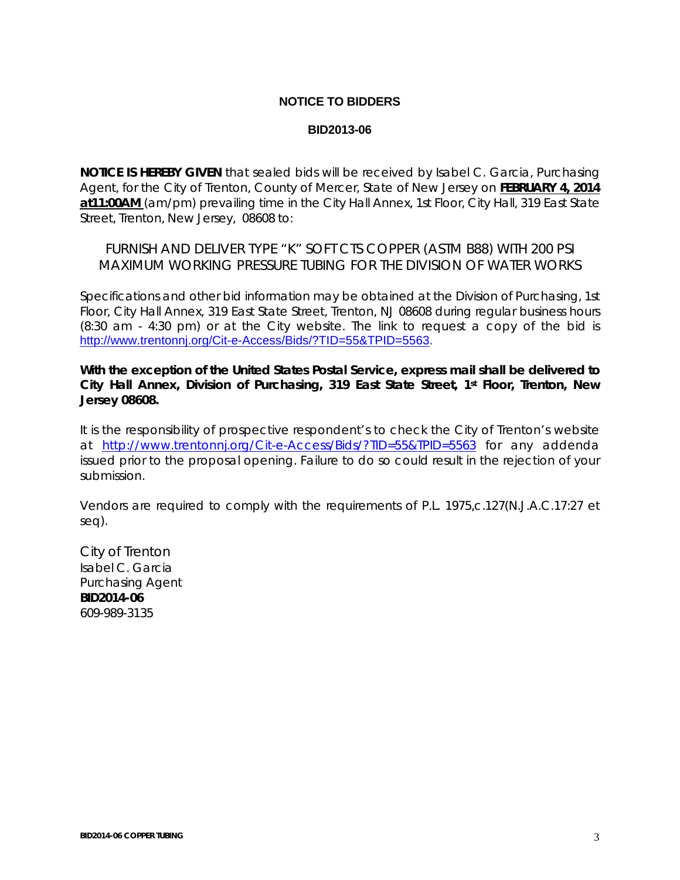# NOTICE TO BIDDERS

## BID2013-06

**NOTICE IS HEREBY GIVEN** that sealed bids will be received by Isabel C. Garcia, Purchasing Agent, for the City of Trenton, County of Mercer, State of New Jersey on **FEBRUARY 4, 2014 at11:00AM** (am/pm) prevailing time in the City Hall Annex, 1st Floor, City Hall, 319 East State Street, Trenton, New Jersey, 08608 to:

FURNISH AND DELIVER TYPE "K" SOFT CTS COPPER (ASTM B88) WITH 200 PSI MAXIMUM WORKING PRESSURE TUBING FOR THE DIVISION OF WATER WORKS

Specifications and other bid information may be obtained at the Division of Purchasing, 1st Floor, City Hall Annex, 319 East State Street, Trenton, NJ 08608 during regular business hours (8:30 am - 4:30 pm) or at the City website. The link to request a copy of the bid is http://www.trentonnj.org/Cit-e-Access/Bids/?TID=55&TPID=5563.

**With the exception of the United States Postal Service, express mail shall be delivered to City Hall Annex, Division of Purchasing, 319 East State Street, 1st Floor, Trenton, New Jersey 08608.**

It is the responsibility of prospective respondent's to check the City of Trenton's website at http://www.trentonnj.org/Cit-e-Access/Bids/?TID=55&TPID=5563 for any addenda issued prior to the proposal opening. Failure to do so could result in the rejection of your submission.

Vendors are required to comply with the requirements of P.L. 1975,c.127(N.J.A.C.17:27 et seq).

City of Trenton
Isabel C. Garcia
Purchasing Agent
**BID2014-06**
609-989-3135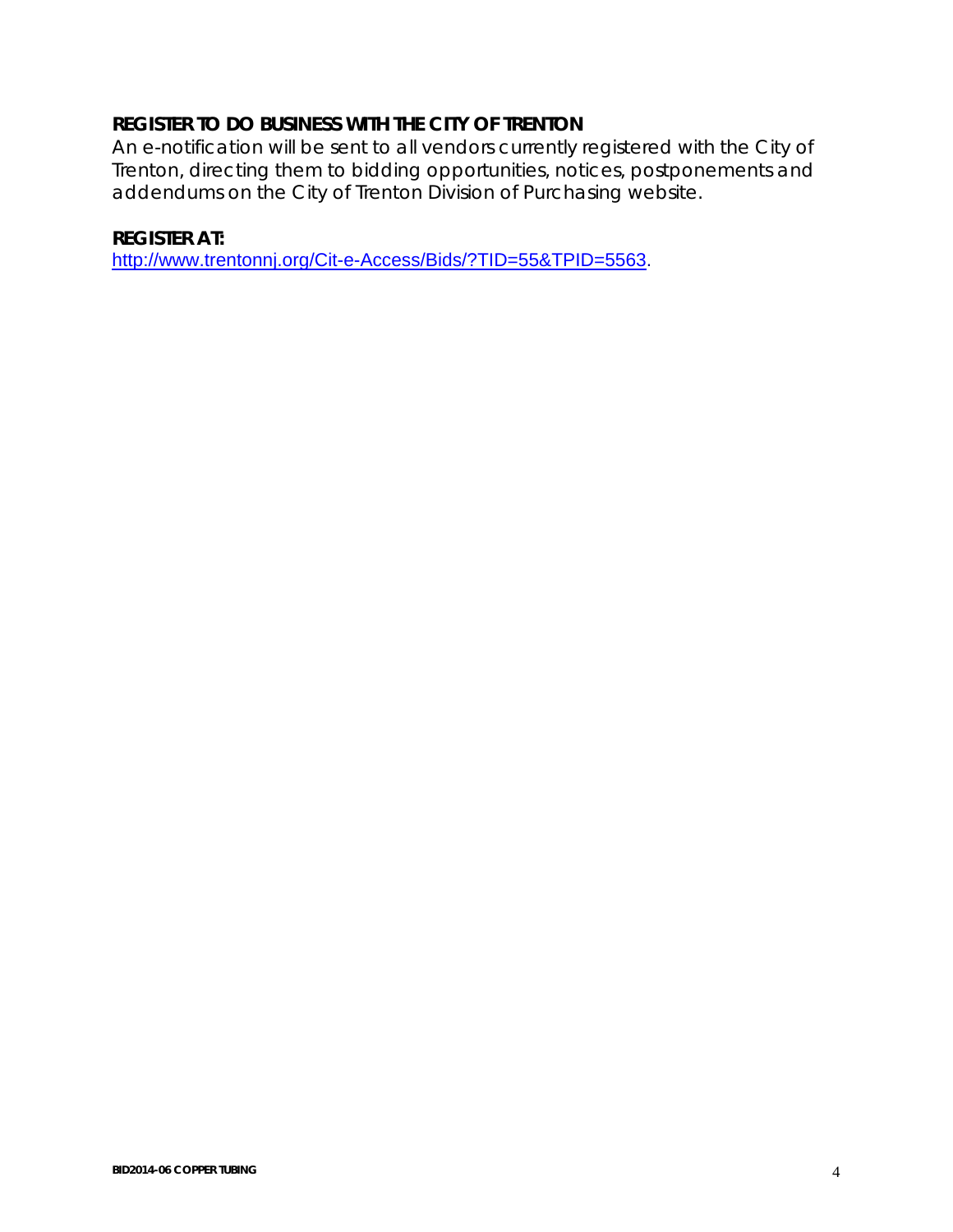**REGISTER TO DO BUSINESS WITH THE CITY OF TRENTON**

An e-notification will be sent to all vendors currently registered with the City of Trenton, directing them to bidding opportunities, notices, postponements and addendums on the City of Trenton Division of Purchasing website.

**REGISTER AT:**

http://www.trentonnj.org/Cit-e-Access/Bids/?TID=55&TPID=5563.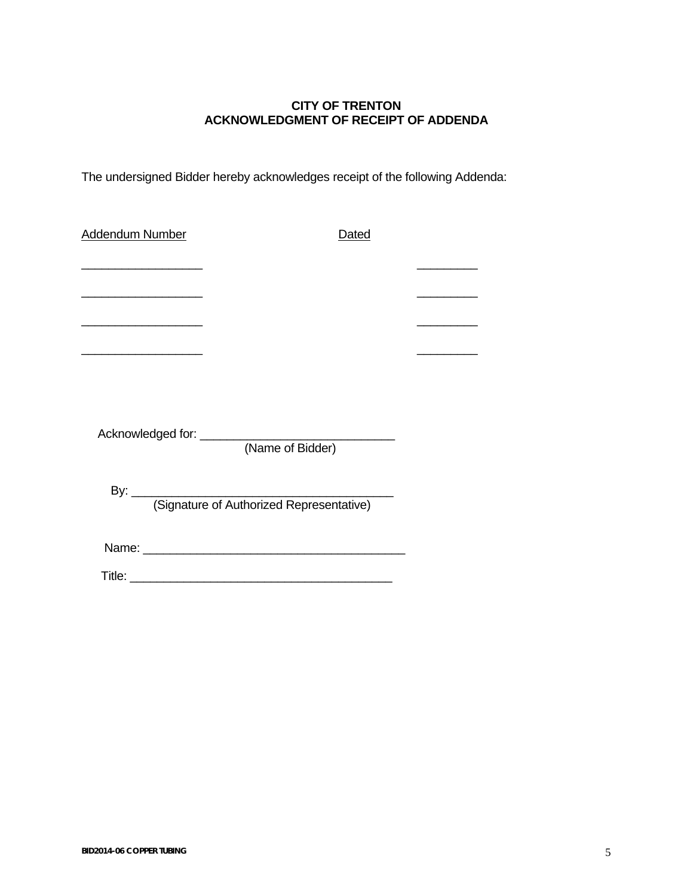**CITY OF TRENTON**
**ACKNOWLEDGMENT OF RECEIPT OF ADDENDA**

The undersigned Bidder hereby acknowledges receipt of the following Addenda:

| Addendum Number | Dated |
|---|---|
| __________________ | _________ |
| __________________ | _________ |
| __________________ | _________ |
| __________________ | _________ |

Acknowledged for: _____________________________
(Name of Bidder)

By: ________________________________________
(Signature of Authorized Representative)

Name: ________________________________________

Title: ________________________________________

BID2014-06 COPPER TUBING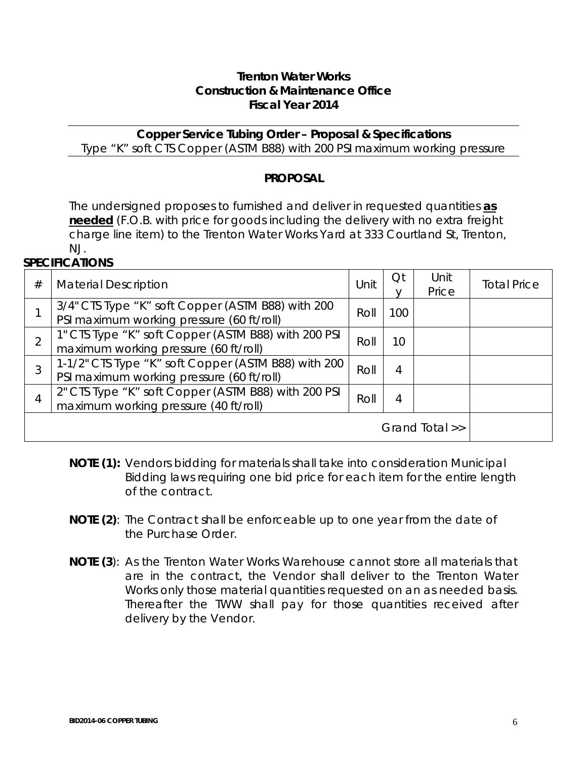**Trenton Water Works**
**Construction & Maintenance Office**
**Fiscal Year 2014**

---

**Copper Service Tubing Order – Proposal & Specifications**
Type "K" soft CTS Copper (ASTM B88) with 200 PSI maximum working pressure

---

## PROPOSAL

The undersigned proposes to furnished and deliver in requested quantities **as needed** (F.O.B. with price for goods including the delivery with no extra freight charge line item) to the Trenton Water Works Yard at 333 Courtland St, Trenton, NJ.

**SPECIFICATIONS**

| # | Material Description | Unit | Qty | Unit Price | Total Price |
|---|---|---|---|---|---|
| 1 | 3/4" CTS Type "K" soft Copper (ASTM B88) with 200 PSI maximum working pressure (60 ft/roll) | Roll | 100 | | |
| 2 | 1" CTS Type "K" soft Copper (ASTM B88) with 200 PSI maximum working pressure (60 ft/roll) | Roll | 10 | | |
| 3 | 1-1/2" CTS Type "K" soft Copper (ASTM B88) with 200 PSI maximum working pressure (60 ft/roll) | Roll | 4 | | |
| 4 | 2" CTS Type "K" soft Copper (ASTM B88) with 200 PSI maximum working pressure (40 ft/roll) | Roll | 4 | | |
| | | | | Grand Total >> | |

**NOTE (1):** Vendors bidding for materials shall take into consideration Municipal Bidding laws requiring one bid price for each item for the entire length of the contract.

**NOTE (2)**: The Contract shall be enforceable up to one year from the date of the Purchase Order.

**NOTE (3)**: As the Trenton Water Works Warehouse cannot store all materials that are in the contract, the Vendor shall deliver to the Trenton Water Works only those material quantities requested on an as needed basis. Thereafter the TWW shall pay for those quantities received after delivery by the Vendor.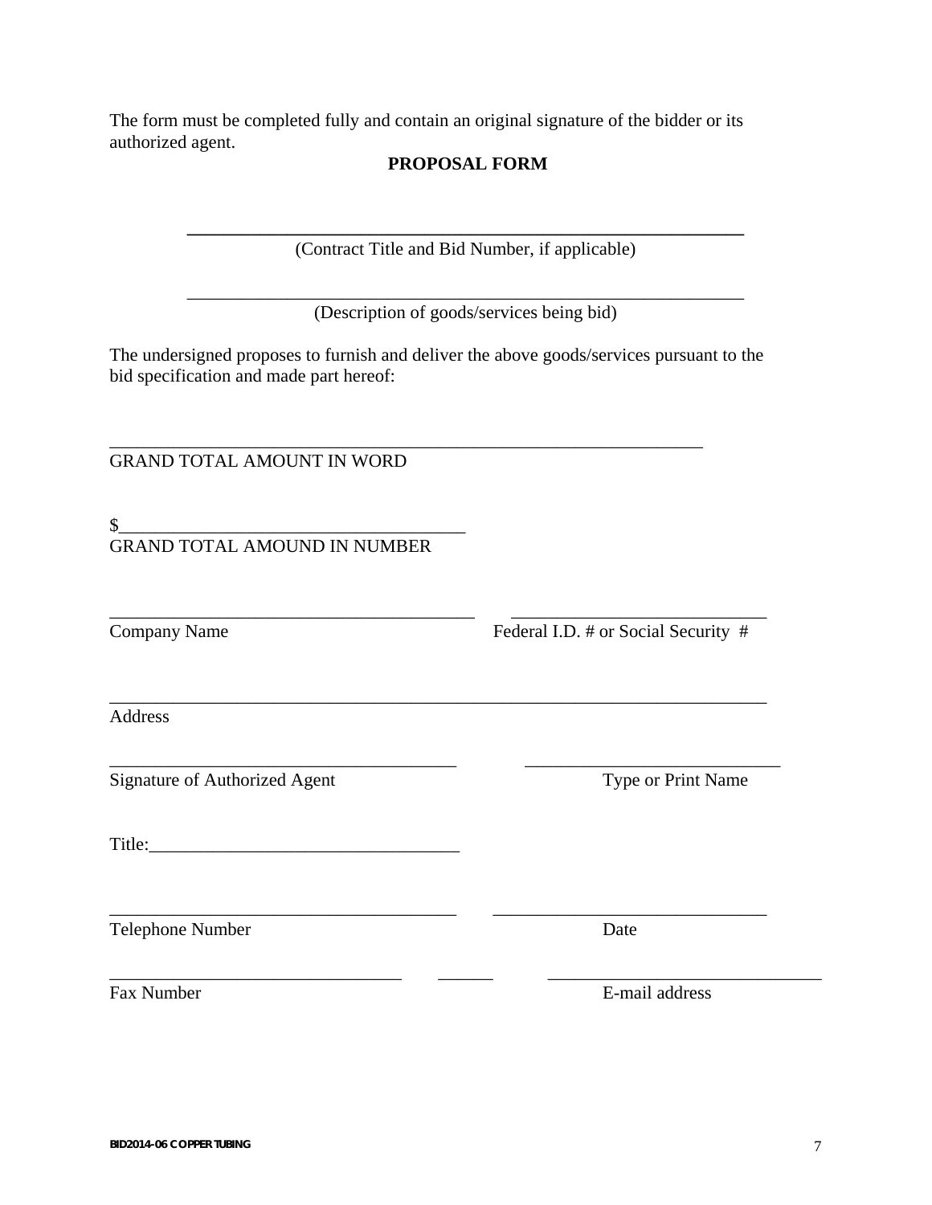The form must be completed fully and contain an original signature of the bidder or its authorized agent.

**PROPOSAL FORM**

______________________________________________________________

(Contract Title and Bid Number, if applicable)

______________________________________________________________

(Description of goods/services being bid)

The undersigned proposes to furnish and deliver the above goods/services pursuant to the bid specification and made part hereof:

_________________________________________________________________

GRAND TOTAL AMOUNT IN WORD

$______________________________________

GRAND TOTAL AMOUND IN NUMBER

________________________________________ ____________________________

Company Name Federal I.D. # or Social Security #

________________________________________________________________________

Address

______________________________________ ____________________________

Signature of Authorized Agent Type or Print Name

Title:__________________________________

______________________________________ ______________________________

Telephone Number Date

________________________________ ______ ______________________________

Fax Number E-mail address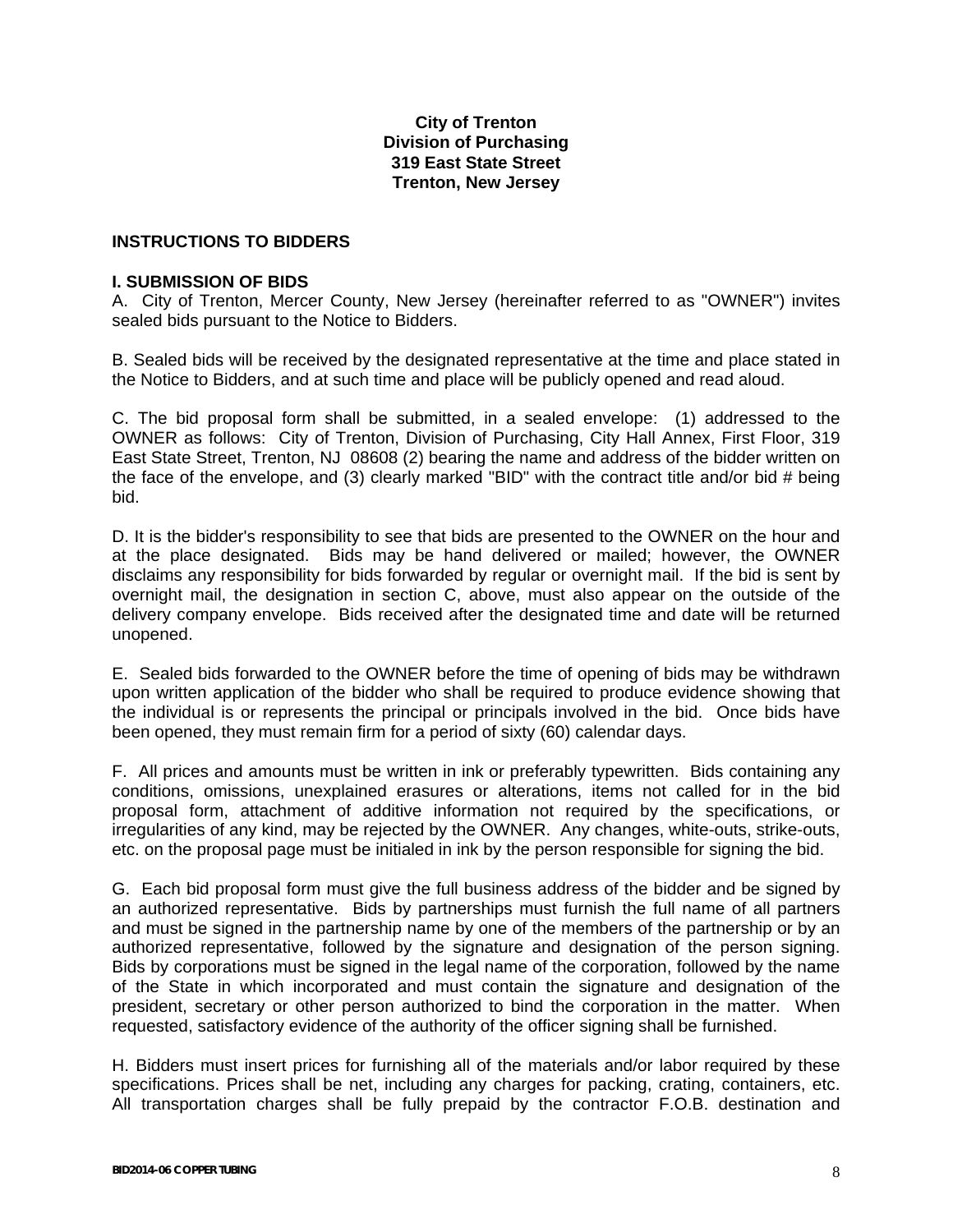**City of Trenton**
**Division of Purchasing**
**319 East State Street**
**Trenton, New Jersey**

## INSTRUCTIONS TO BIDDERS

### I. SUBMISSION OF BIDS

A. City of Trenton, Mercer County, New Jersey (hereinafter referred to as "OWNER") invites sealed bids pursuant to the Notice to Bidders.

B. Sealed bids will be received by the designated representative at the time and place stated in the Notice to Bidders, and at such time and place will be publicly opened and read aloud.

C. The bid proposal form shall be submitted, in a sealed envelope: (1) addressed to the OWNER as follows: City of Trenton, Division of Purchasing, City Hall Annex, First Floor, 319 East State Street, Trenton, NJ 08608 (2) bearing the name and address of the bidder written on the face of the envelope, and (3) clearly marked "BID" with the contract title and/or bid # being bid.

D. It is the bidder's responsibility to see that bids are presented to the OWNER on the hour and at the place designated. Bids may be hand delivered or mailed; however, the OWNER disclaims any responsibility for bids forwarded by regular or overnight mail. If the bid is sent by overnight mail, the designation in section C, above, must also appear on the outside of the delivery company envelope. Bids received after the designated time and date will be returned unopened.

E. Sealed bids forwarded to the OWNER before the time of opening of bids may be withdrawn upon written application of the bidder who shall be required to produce evidence showing that the individual is or represents the principal or principals involved in the bid. Once bids have been opened, they must remain firm for a period of sixty (60) calendar days.

F. All prices and amounts must be written in ink or preferably typewritten. Bids containing any conditions, omissions, unexplained erasures or alterations, items not called for in the bid proposal form, attachment of additive information not required by the specifications, or irregularities of any kind, may be rejected by the OWNER. Any changes, white-outs, strike-outs, etc. on the proposal page must be initialed in ink by the person responsible for signing the bid.

G. Each bid proposal form must give the full business address of the bidder and be signed by an authorized representative. Bids by partnerships must furnish the full name of all partners and must be signed in the partnership name by one of the members of the partnership or by an authorized representative, followed by the signature and designation of the person signing. Bids by corporations must be signed in the legal name of the corporation, followed by the name of the State in which incorporated and must contain the signature and designation of the president, secretary or other person authorized to bind the corporation in the matter. When requested, satisfactory evidence of the authority of the officer signing shall be furnished.

H. Bidders must insert prices for furnishing all of the materials and/or labor required by these specifications. Prices shall be net, including any charges for packing, crating, containers, etc. All transportation charges shall be fully prepaid by the contractor F.O.B. destination and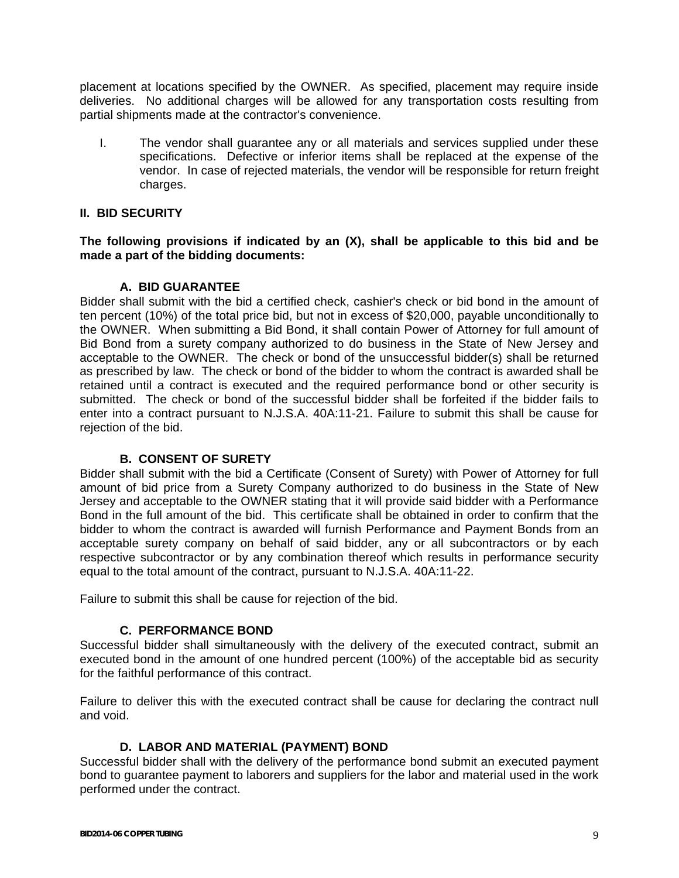placement at locations specified by the OWNER. As specified, placement may require inside deliveries. No additional charges will be allowed for any transportation costs resulting from partial shipments made at the contractor's convenience.

I. The vendor shall guarantee any or all materials and services supplied under these specifications. Defective or inferior items shall be replaced at the expense of the vendor. In case of rejected materials, the vendor will be responsible for return freight charges.

## II. BID SECURITY

**The following provisions if indicated by an (X), shall be applicable to this bid and be made a part of the bidding documents:**

### A. BID GUARANTEE

Bidder shall submit with the bid a certified check, cashier's check or bid bond in the amount of ten percent (10%) of the total price bid, but not in excess of $20,000, payable unconditionally to the OWNER. When submitting a Bid Bond, it shall contain Power of Attorney for full amount of Bid Bond from a surety company authorized to do business in the State of New Jersey and acceptable to the OWNER. The check or bond of the unsuccessful bidder(s) shall be returned as prescribed by law. The check or bond of the bidder to whom the contract is awarded shall be retained until a contract is executed and the required performance bond or other security is submitted. The check or bond of the successful bidder shall be forfeited if the bidder fails to enter into a contract pursuant to N.J.S.A. 40A:11-21. Failure to submit this shall be cause for rejection of the bid.

### B. CONSENT OF SURETY

Bidder shall submit with the bid a Certificate (Consent of Surety) with Power of Attorney for full amount of bid price from a Surety Company authorized to do business in the State of New Jersey and acceptable to the OWNER stating that it will provide said bidder with a Performance Bond in the full amount of the bid. This certificate shall be obtained in order to confirm that the bidder to whom the contract is awarded will furnish Performance and Payment Bonds from an acceptable surety company on behalf of said bidder, any or all subcontractors or by each respective subcontractor or by any combination thereof which results in performance security equal to the total amount of the contract, pursuant to N.J.S.A. 40A:11-22.

Failure to submit this shall be cause for rejection of the bid.

### C. PERFORMANCE BOND

Successful bidder shall simultaneously with the delivery of the executed contract, submit an executed bond in the amount of one hundred percent (100%) of the acceptable bid as security for the faithful performance of this contract.

Failure to deliver this with the executed contract shall be cause for declaring the contract null and void.

### D. LABOR AND MATERIAL (PAYMENT) BOND

Successful bidder shall with the delivery of the performance bond submit an executed payment bond to guarantee payment to laborers and suppliers for the labor and material used in the work performed under the contract.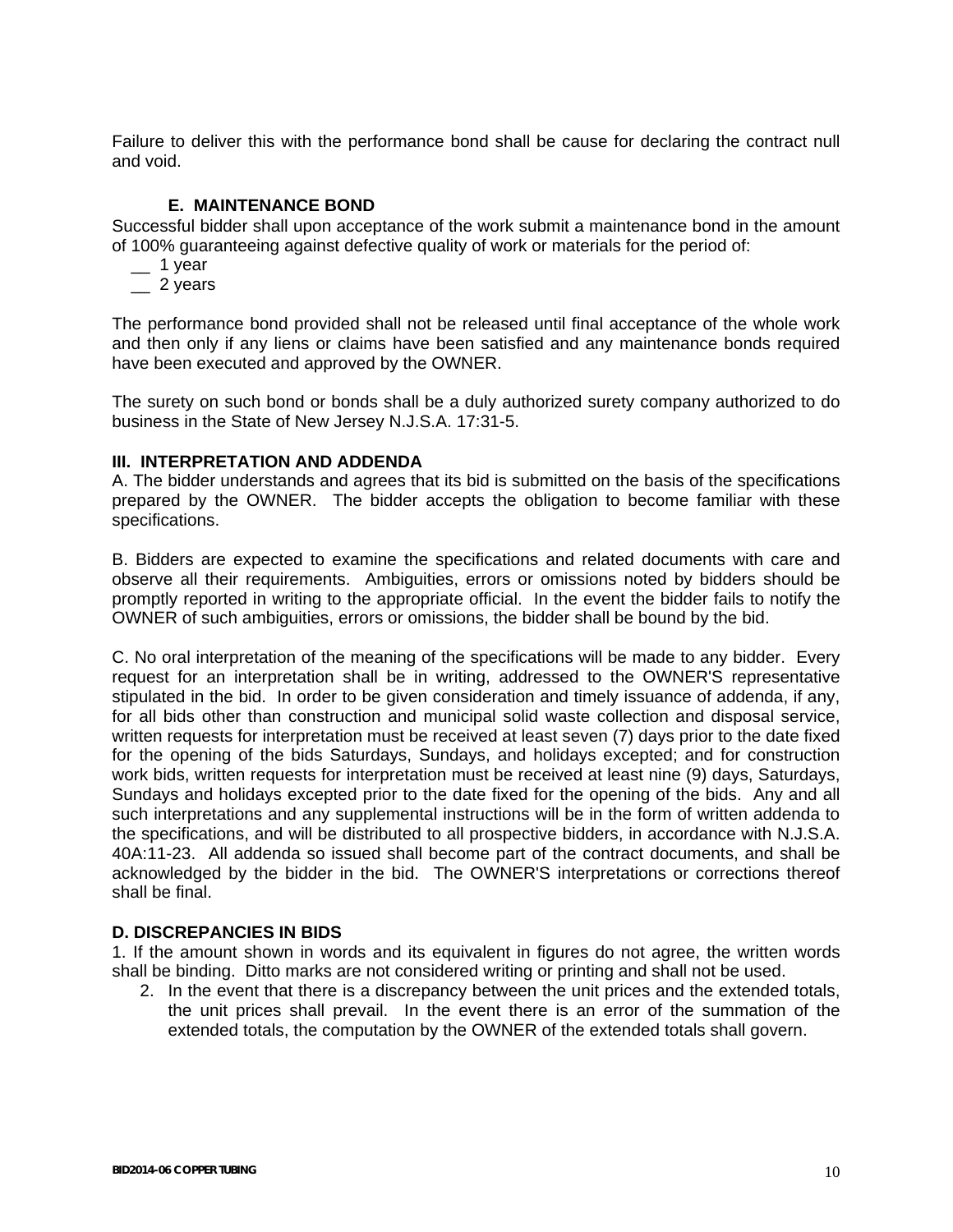Failure to deliver this with the performance bond shall be cause for declaring the contract null and void.

### E. MAINTENANCE BOND

Successful bidder shall upon acceptance of the work submit a maintenance bond in the amount of 100% guaranteeing against defective quality of work or materials for the period of:

__ 1 year
__ 2 years

The performance bond provided shall not be released until final acceptance of the whole work and then only if any liens or claims have been satisfied and any maintenance bonds required have been executed and approved by the OWNER.

The surety on such bond or bonds shall be a duly authorized surety company authorized to do business in the State of New Jersey N.J.S.A. 17:31-5.

## III. INTERPRETATION AND ADDENDA

A. The bidder understands and agrees that its bid is submitted on the basis of the specifications prepared by the OWNER. The bidder accepts the obligation to become familiar with these specifications.

B. Bidders are expected to examine the specifications and related documents with care and observe all their requirements. Ambiguities, errors or omissions noted by bidders should be promptly reported in writing to the appropriate official. In the event the bidder fails to notify the OWNER of such ambiguities, errors or omissions, the bidder shall be bound by the bid.

C. No oral interpretation of the meaning of the specifications will be made to any bidder. Every request for an interpretation shall be in writing, addressed to the OWNER'S representative stipulated in the bid. In order to be given consideration and timely issuance of addenda, if any, for all bids other than construction and municipal solid waste collection and disposal service, written requests for interpretation must be received at least seven (7) days prior to the date fixed for the opening of the bids Saturdays, Sundays, and holidays excepted; and for construction work bids, written requests for interpretation must be received at least nine (9) days, Saturdays, Sundays and holidays excepted prior to the date fixed for the opening of the bids. Any and all such interpretations and any supplemental instructions will be in the form of written addenda to the specifications, and will be distributed to all prospective bidders, in accordance with N.J.S.A. 40A:11-23. All addenda so issued shall become part of the contract documents, and shall be acknowledged by the bidder in the bid. The OWNER'S interpretations or corrections thereof shall be final.

### D. DISCREPANCIES IN BIDS

1. If the amount shown in words and its equivalent in figures do not agree, the written words shall be binding. Ditto marks are not considered writing or printing and shall not be used.
2. In the event that there is a discrepancy between the unit prices and the extended totals, the unit prices shall prevail. In the event there is an error of the summation of the extended totals, the computation by the OWNER of the extended totals shall govern.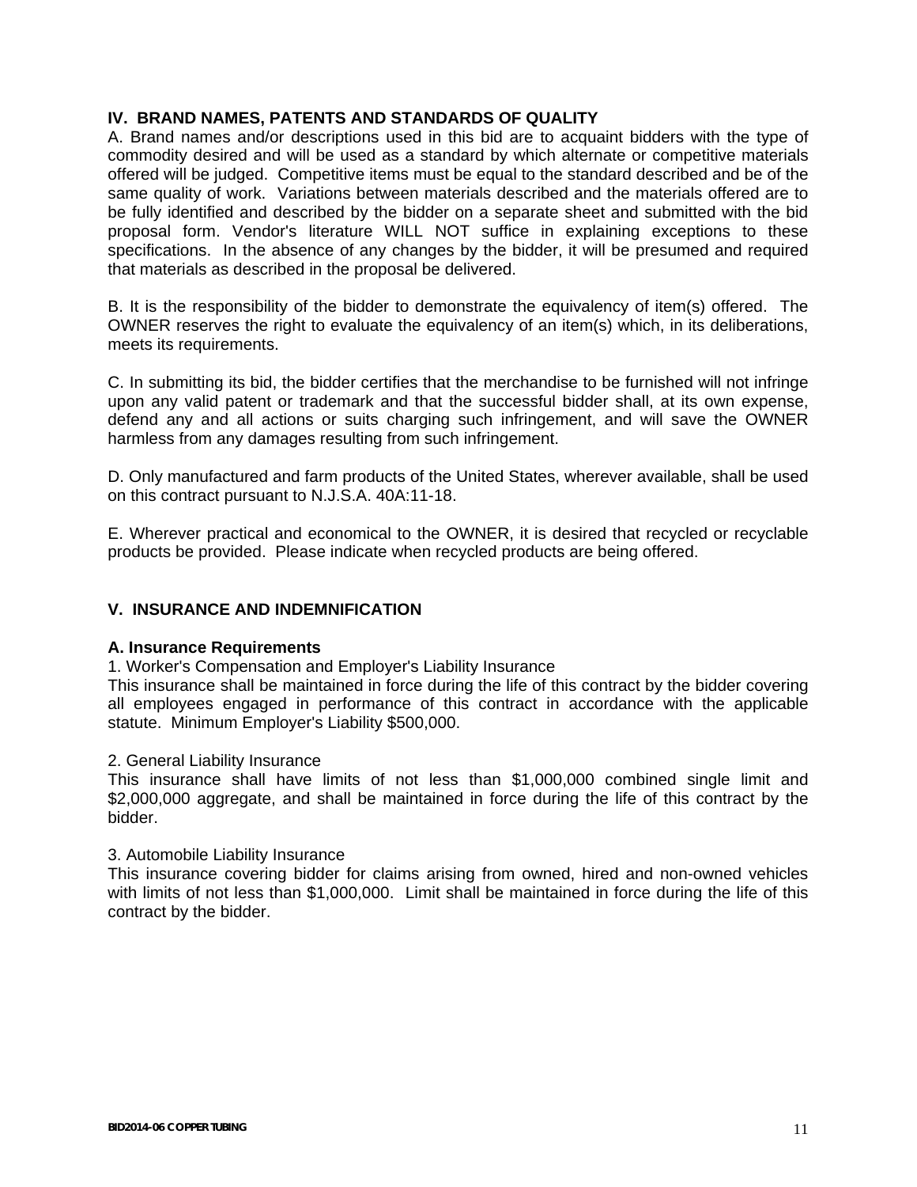## IV. BRAND NAMES, PATENTS AND STANDARDS OF QUALITY

A. Brand names and/or descriptions used in this bid are to acquaint bidders with the type of commodity desired and will be used as a standard by which alternate or competitive materials offered will be judged. Competitive items must be equal to the standard described and be of the same quality of work. Variations between materials described and the materials offered are to be fully identified and described by the bidder on a separate sheet and submitted with the bid proposal form. Vendor's literature WILL NOT suffice in explaining exceptions to these specifications. In the absence of any changes by the bidder, it will be presumed and required that materials as described in the proposal be delivered.

B. It is the responsibility of the bidder to demonstrate the equivalency of item(s) offered. The OWNER reserves the right to evaluate the equivalency of an item(s) which, in its deliberations, meets its requirements.

C. In submitting its bid, the bidder certifies that the merchandise to be furnished will not infringe upon any valid patent or trademark and that the successful bidder shall, at its own expense, defend any and all actions or suits charging such infringement, and will save the OWNER harmless from any damages resulting from such infringement.

D. Only manufactured and farm products of the United States, wherever available, shall be used on this contract pursuant to N.J.S.A. 40A:11-18.

E. Wherever practical and economical to the OWNER, it is desired that recycled or recyclable products be provided. Please indicate when recycled products are being offered.

## V. INSURANCE AND INDEMNIFICATION

### A. Insurance Requirements

1. Worker's Compensation and Employer's Liability Insurance
This insurance shall be maintained in force during the life of this contract by the bidder covering all employees engaged in performance of this contract in accordance with the applicable statute. Minimum Employer's Liability $500,000.

2. General Liability Insurance
This insurance shall have limits of not less than $1,000,000 combined single limit and $2,000,000 aggregate, and shall be maintained in force during the life of this contract by the bidder.

3. Automobile Liability Insurance
This insurance covering bidder for claims arising from owned, hired and non-owned vehicles with limits of not less than $1,000,000. Limit shall be maintained in force during the life of this contract by the bidder.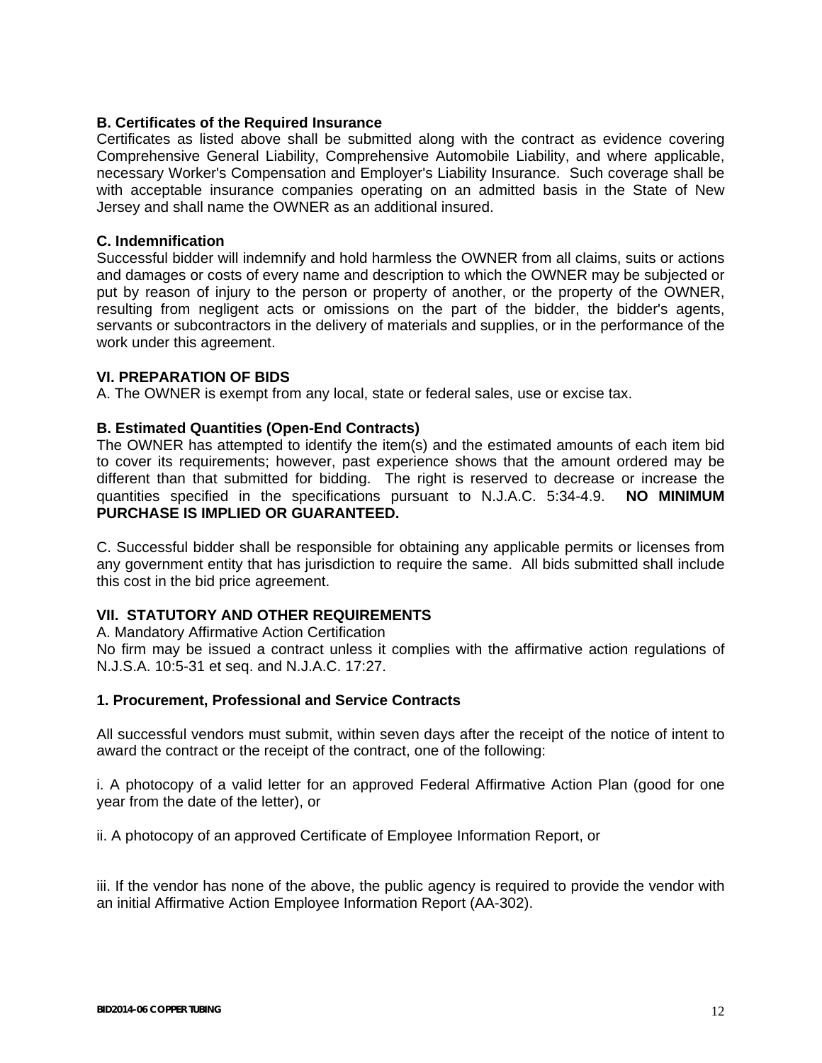**B. Certificates of the Required Insurance**

Certificates as listed above shall be submitted along with the contract as evidence covering Comprehensive General Liability, Comprehensive Automobile Liability, and where applicable, necessary Worker's Compensation and Employer's Liability Insurance. Such coverage shall be with acceptable insurance companies operating on an admitted basis in the State of New Jersey and shall name the OWNER as an additional insured.

**C. Indemnification**

Successful bidder will indemnify and hold harmless the OWNER from all claims, suits or actions and damages or costs of every name and description to which the OWNER may be subjected or put by reason of injury to the person or property of another, or the property of the OWNER, resulting from negligent acts or omissions on the part of the bidder, the bidder's agents, servants or subcontractors in the delivery of materials and supplies, or in the performance of the work under this agreement.

## VI. PREPARATION OF BIDS

A. The OWNER is exempt from any local, state or federal sales, use or excise tax.

**B. Estimated Quantities (Open-End Contracts)**

The OWNER has attempted to identify the item(s) and the estimated amounts of each item bid to cover its requirements; however, past experience shows that the amount ordered may be different than that submitted for bidding. The right is reserved to decrease or increase the quantities specified in the specifications pursuant to N.J.A.C. 5:34-4.9. **NO MINIMUM PURCHASE IS IMPLIED OR GUARANTEED.**

C. Successful bidder shall be responsible for obtaining any applicable permits or licenses from any government entity that has jurisdiction to require the same. All bids submitted shall include this cost in the bid price agreement.

## VII. STATUTORY AND OTHER REQUIREMENTS

A. Mandatory Affirmative Action Certification

No firm may be issued a contract unless it complies with the affirmative action regulations of N.J.S.A. 10:5-31 et seq. and N.J.A.C. 17:27.

**1. Procurement, Professional and Service Contracts**

All successful vendors must submit, within seven days after the receipt of the notice of intent to award the contract or the receipt of the contract, one of the following:

i. A photocopy of a valid letter for an approved Federal Affirmative Action Plan (good for one year from the date of the letter), or

ii. A photocopy of an approved Certificate of Employee Information Report, or

iii. If the vendor has none of the above, the public agency is required to provide the vendor with an initial Affirmative Action Employee Information Report (AA-302).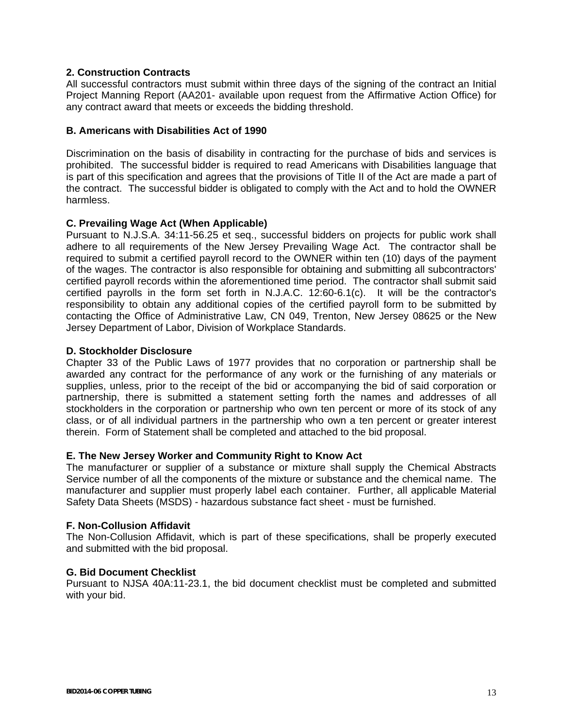**2. Construction Contracts**

All successful contractors must submit within three days of the signing of the contract an Initial Project Manning Report (AA201- available upon request from the Affirmative Action Office) for any contract award that meets or exceeds the bidding threshold.

**B. Americans with Disabilities Act of 1990**

Discrimination on the basis of disability in contracting for the purchase of bids and services is prohibited. The successful bidder is required to read Americans with Disabilities language that is part of this specification and agrees that the provisions of Title II of the Act are made a part of the contract. The successful bidder is obligated to comply with the Act and to hold the OWNER harmless.

**C. Prevailing Wage Act (When Applicable)**

Pursuant to N.J.S.A. 34:11-56.25 et seq., successful bidders on projects for public work shall adhere to all requirements of the New Jersey Prevailing Wage Act. The contractor shall be required to submit a certified payroll record to the OWNER within ten (10) days of the payment of the wages. The contractor is also responsible for obtaining and submitting all subcontractors' certified payroll records within the aforementioned time period. The contractor shall submit said certified payrolls in the form set forth in N.J.A.C. 12:60-6.1(c). It will be the contractor's responsibility to obtain any additional copies of the certified payroll form to be submitted by contacting the Office of Administrative Law, CN 049, Trenton, New Jersey 08625 or the New Jersey Department of Labor, Division of Workplace Standards.

**D. Stockholder Disclosure**

Chapter 33 of the Public Laws of 1977 provides that no corporation or partnership shall be awarded any contract for the performance of any work or the furnishing of any materials or supplies, unless, prior to the receipt of the bid or accompanying the bid of said corporation or partnership, there is submitted a statement setting forth the names and addresses of all stockholders in the corporation or partnership who own ten percent or more of its stock of any class, or of all individual partners in the partnership who own a ten percent or greater interest therein. Form of Statement shall be completed and attached to the bid proposal.

**E. The New Jersey Worker and Community Right to Know Act**

The manufacturer or supplier of a substance or mixture shall supply the Chemical Abstracts Service number of all the components of the mixture or substance and the chemical name. The manufacturer and supplier must properly label each container. Further, all applicable Material Safety Data Sheets (MSDS) - hazardous substance fact sheet - must be furnished.

**F. Non-Collusion Affidavit**

The Non-Collusion Affidavit, which is part of these specifications, shall be properly executed and submitted with the bid proposal.

**G. Bid Document Checklist**

Pursuant to NJSA 40A:11-23.1, the bid document checklist must be completed and submitted with your bid.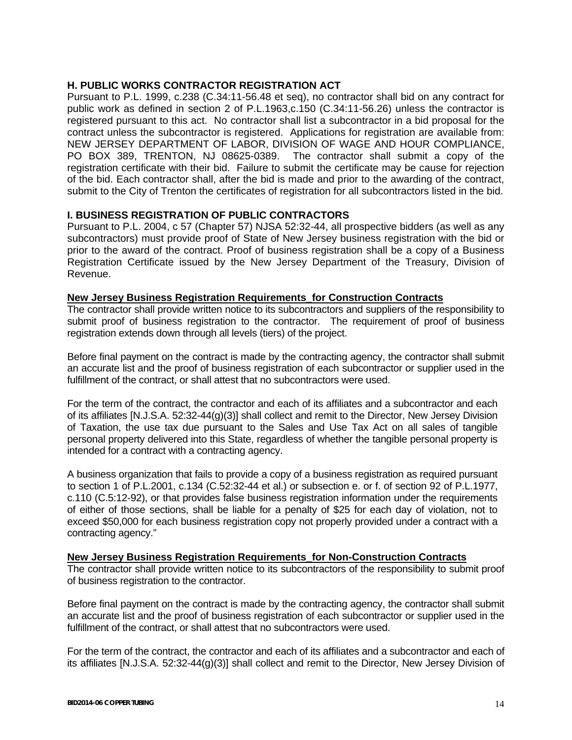**H. PUBLIC WORKS CONTRACTOR REGISTRATION ACT**

Pursuant to P.L. 1999, c.238 (C.34:11-56.48 et seq), no contractor shall bid on any contract for public work as defined in section 2 of P.L.1963,c.150 (C.34:11-56.26) unless the contractor is registered pursuant to this act. No contractor shall list a subcontractor in a bid proposal for the contract unless the subcontractor is registered. Applications for registration are available from: NEW JERSEY DEPARTMENT OF LABOR, DIVISION OF WAGE AND HOUR COMPLIANCE, PO BOX 389, TRENTON, NJ 08625-0389. The contractor shall submit a copy of the registration certificate with their bid. Failure to submit the certificate may be cause for rejection of the bid. Each contractor shall, after the bid is made and prior to the awarding of the contract, submit to the City of Trenton the certificates of registration for all subcontractors listed in the bid.

**I. BUSINESS REGISTRATION OF PUBLIC CONTRACTORS**

Pursuant to P.L. 2004, c 57 (Chapter 57) NJSA 52:32-44, all prospective bidders (as well as any subcontractors) must provide proof of State of New Jersey business registration with the bid or prior to the award of the contract. Proof of business registration shall be a copy of a Business Registration Certificate issued by the New Jersey Department of the Treasury, Division of Revenue.

**New Jersey Business Registration Requirements_for Construction Contracts**

The contractor shall provide written notice to its subcontractors and suppliers of the responsibility to submit proof of business registration to the contractor. The requirement of proof of business registration extends down through all levels (tiers) of the project.

Before final payment on the contract is made by the contracting agency, the contractor shall submit an accurate list and the proof of business registration of each subcontractor or supplier used in the fulfillment of the contract, or shall attest that no subcontractors were used.

For the term of the contract, the contractor and each of its affiliates and a subcontractor and each of its affiliates [N.J.S.A. 52:32-44(g)(3)] shall collect and remit to the Director, New Jersey Division of Taxation, the use tax due pursuant to the Sales and Use Tax Act on all sales of tangible personal property delivered into this State, regardless of whether the tangible personal property is intended for a contract with a contracting agency.

A business organization that fails to provide a copy of a business registration as required pursuant to section 1 of P.L.2001, c.134 (C.52:32-44 et al.) or subsection e. or f. of section 92 of P.L.1977, c.110 (C.5:12-92), or that provides false business registration information under the requirements of either of those sections, shall be liable for a penalty of $25 for each day of violation, not to exceed $50,000 for each business registration copy not properly provided under a contract with a contracting agency."

**New Jersey Business Registration Requirements_for Non-Construction Contracts**

The contractor shall provide written notice to its subcontractors of the responsibility to submit proof of business registration to the contractor.

Before final payment on the contract is made by the contracting agency, the contractor shall submit an accurate list and the proof of business registration of each subcontractor or supplier used in the fulfillment of the contract, or shall attest that no subcontractors were used.

For the term of the contract, the contractor and each of its affiliates and a subcontractor and each of its affiliates [N.J.S.A. 52:32-44(g)(3)] shall collect and remit to the Director, New Jersey Division of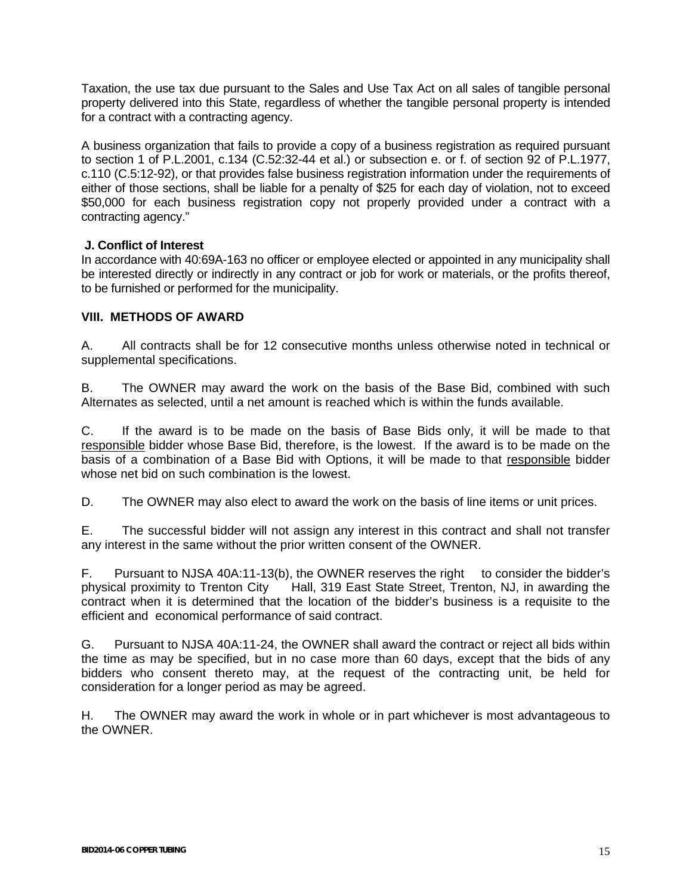Taxation, the use tax due pursuant to the Sales and Use Tax Act on all sales of tangible personal property delivered into this State, regardless of whether the tangible personal property is intended for a contract with a contracting agency.

A business organization that fails to provide a copy of a business registration as required pursuant to section 1 of P.L.2001, c.134 (C.52:32-44 et al.) or subsection e. or f. of section 92 of P.L.1977, c.110 (C.5:12-92), or that provides false business registration information under the requirements of either of those sections, shall be liable for a penalty of $25 for each day of violation, not to exceed $50,000 for each business registration copy not properly provided under a contract with a contracting agency."

**J. Conflict of Interest**

In accordance with 40:69A-163 no officer or employee elected or appointed in any municipality shall be interested directly or indirectly in any contract or job for work or materials, or the profits thereof, to be furnished or performed for the municipality.

## VIII. METHODS OF AWARD

A. All contracts shall be for 12 consecutive months unless otherwise noted in technical or supplemental specifications.

B. The OWNER may award the work on the basis of the Base Bid, combined with such Alternates as selected, until a net amount is reached which is within the funds available.

C. If the award is to be made on the basis of Base Bids only, it will be made to that responsible bidder whose Base Bid, therefore, is the lowest. If the award is to be made on the basis of a combination of a Base Bid with Options, it will be made to that responsible bidder whose net bid on such combination is the lowest.

D. The OWNER may also elect to award the work on the basis of line items or unit prices.

E. The successful bidder will not assign any interest in this contract and shall not transfer any interest in the same without the prior written consent of the OWNER.

F. Pursuant to NJSA 40A:11-13(b), the OWNER reserves the right to consider the bidder's physical proximity to Trenton City Hall, 319 East State Street, Trenton, NJ, in awarding the contract when it is determined that the location of the bidder's business is a requisite to the efficient and economical performance of said contract.

G. Pursuant to NJSA 40A:11-24, the OWNER shall award the contract or reject all bids within the time as may be specified, but in no case more than 60 days, except that the bids of any bidders who consent thereto may, at the request of the contracting unit, be held for consideration for a longer period as may be agreed.

H. The OWNER may award the work in whole or in part whichever is most advantageous to the OWNER.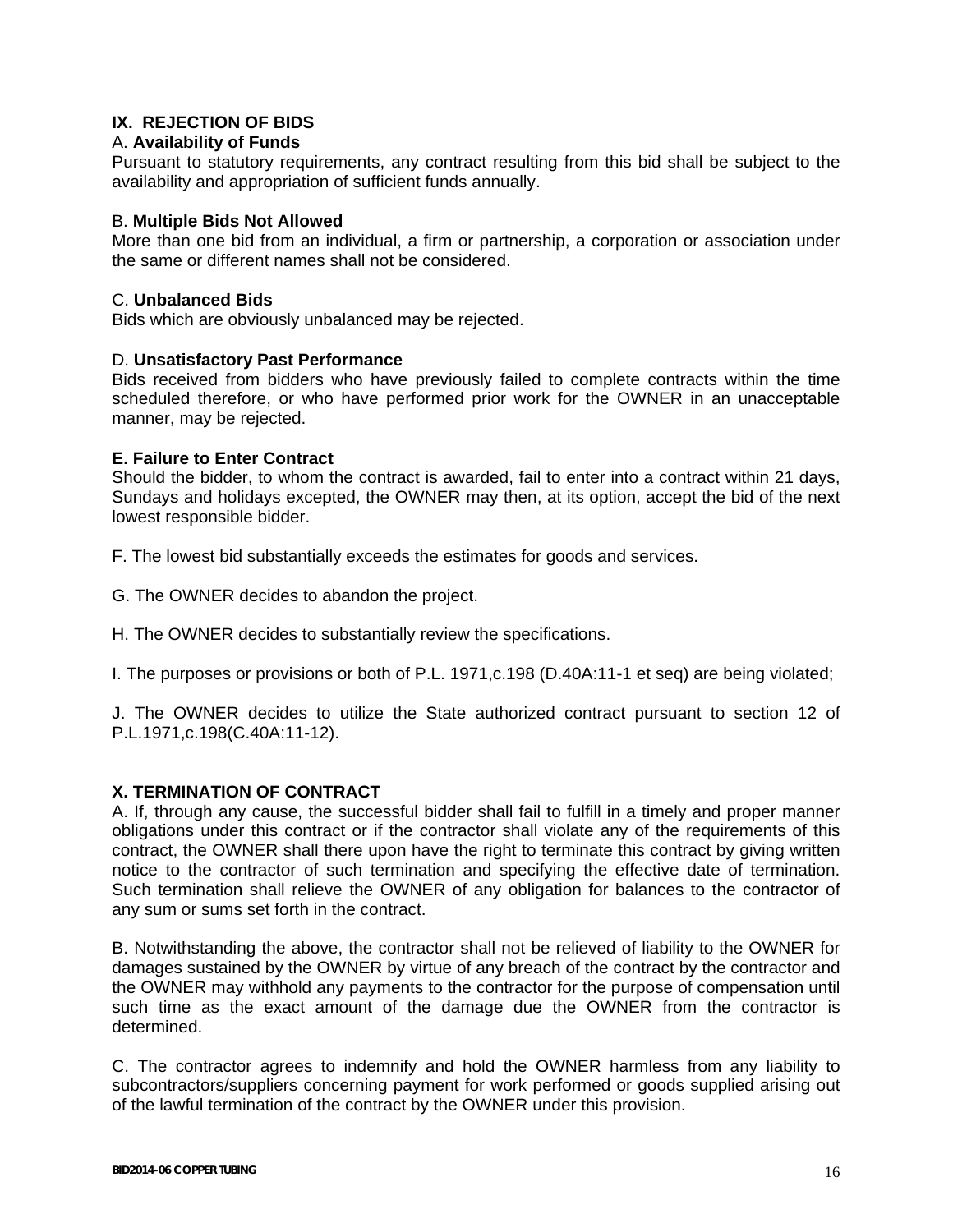## IX. REJECTION OF BIDS

A. **Availability of Funds**

Pursuant to statutory requirements, any contract resulting from this bid shall be subject to the availability and appropriation of sufficient funds annually.

B. **Multiple Bids Not Allowed**

More than one bid from an individual, a firm or partnership, a corporation or association under the same or different names shall not be considered.

C. **Unbalanced Bids**

Bids which are obviously unbalanced may be rejected.

D. **Unsatisfactory Past Performance**

Bids received from bidders who have previously failed to complete contracts within the time scheduled therefore, or who have performed prior work for the OWNER in an unacceptable manner, may be rejected.

**E. Failure to Enter Contract**

Should the bidder, to whom the contract is awarded, fail to enter into a contract within 21 days, Sundays and holidays excepted, the OWNER may then, at its option, accept the bid of the next lowest responsible bidder.

F. The lowest bid substantially exceeds the estimates for goods and services.

G. The OWNER decides to abandon the project.

H. The OWNER decides to substantially review the specifications.

I. The purposes or provisions or both of P.L. 1971,c.198 (D.40A:11-1 et seq) are being violated;

J. The OWNER decides to utilize the State authorized contract pursuant to section 12 of P.L.1971,c.198(C.40A:11-12).

## X. TERMINATION OF CONTRACT

A. If, through any cause, the successful bidder shall fail to fulfill in a timely and proper manner obligations under this contract or if the contractor shall violate any of the requirements of this contract, the OWNER shall there upon have the right to terminate this contract by giving written notice to the contractor of such termination and specifying the effective date of termination. Such termination shall relieve the OWNER of any obligation for balances to the contractor of any sum or sums set forth in the contract.

B. Notwithstanding the above, the contractor shall not be relieved of liability to the OWNER for damages sustained by the OWNER by virtue of any breach of the contract by the contractor and the OWNER may withhold any payments to the contractor for the purpose of compensation until such time as the exact amount of the damage due the OWNER from the contractor is determined.

C. The contractor agrees to indemnify and hold the OWNER harmless from any liability to subcontractors/suppliers concerning payment for work performed or goods supplied arising out of the lawful termination of the contract by the OWNER under this provision.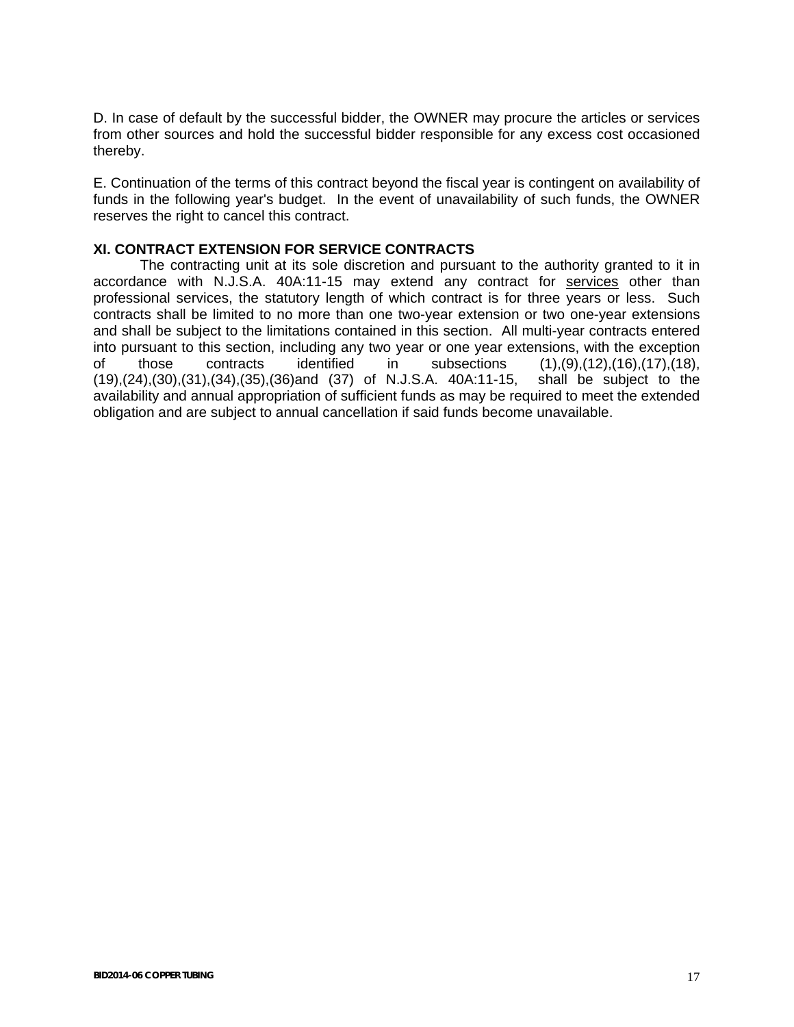D. In case of default by the successful bidder, the OWNER may procure the articles or services from other sources and hold the successful bidder responsible for any excess cost occasioned thereby.

E. Continuation of the terms of this contract beyond the fiscal year is contingent on availability of funds in the following year's budget. In the event of unavailability of such funds, the OWNER reserves the right to cancel this contract.

### XI. CONTRACT EXTENSION FOR SERVICE CONTRACTS

The contracting unit at its sole discretion and pursuant to the authority granted to it in accordance with N.J.S.A. 40A:11-15 may extend any contract for services other than professional services, the statutory length of which contract is for three years or less. Such contracts shall be limited to no more than one two-year extension or two one-year extensions and shall be subject to the limitations contained in this section. All multi-year contracts entered into pursuant to this section, including any two year or one year extensions, with the exception of those contracts identified in subsections (1),(9),(12),(16),(17),(18),(19),(24),(30),(31),(34),(35),(36)and (37) of N.J.S.A. 40A:11-15, shall be subject to the availability and annual appropriation of sufficient funds as may be required to meet the extended obligation and are subject to annual cancellation if said funds become unavailable.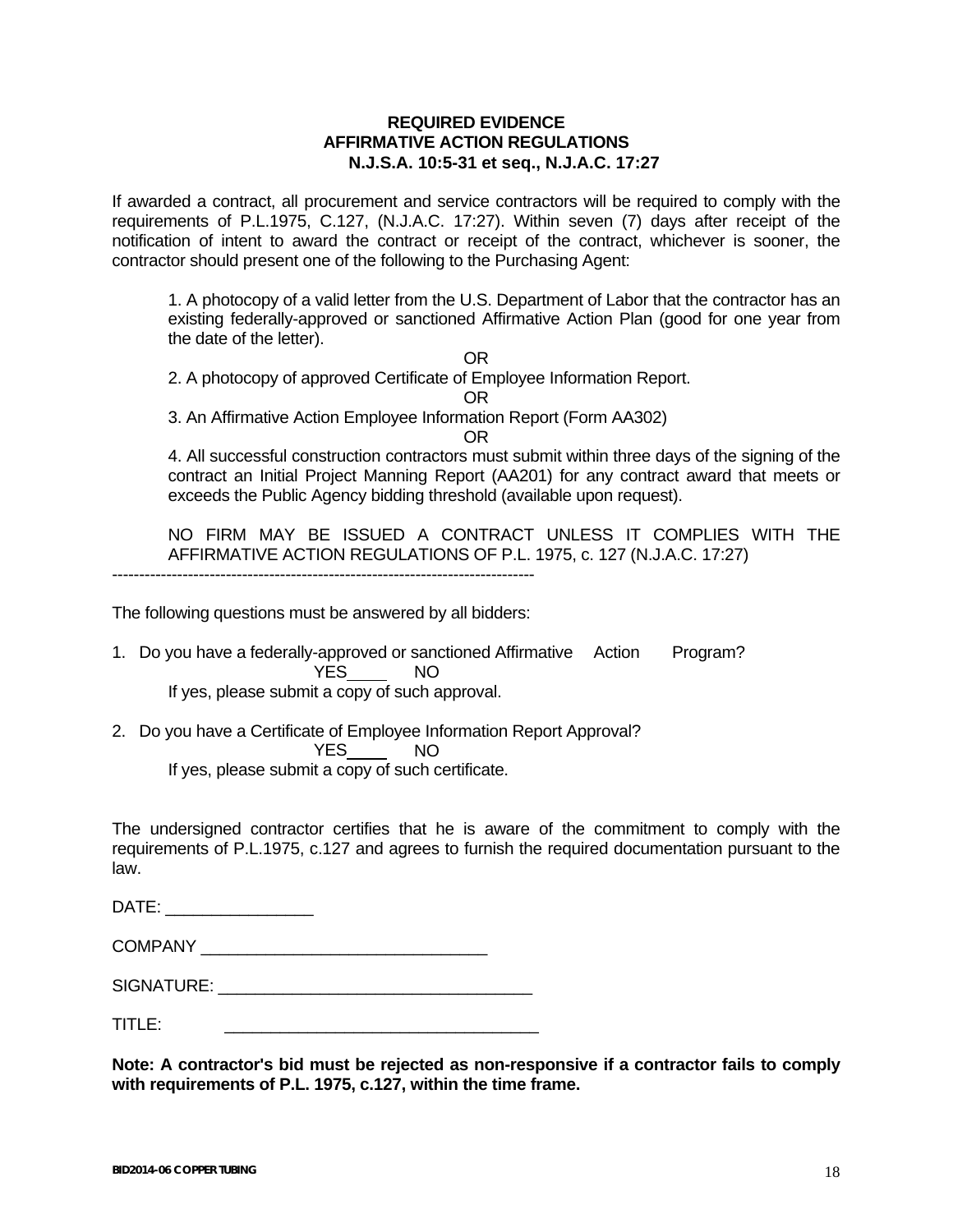**REQUIRED EVIDENCE**
**AFFIRMATIVE ACTION REGULATIONS**
**N.J.S.A. 10:5-31 et seq., N.J.A.C. 17:27**

If awarded a contract, all procurement and service contractors will be required to comply with the requirements of P.L.1975, C.127, (N.J.A.C. 17:27). Within seven (7) days after receipt of the notification of intent to award the contract or receipt of the contract, whichever is sooner, the contractor should present one of the following to the Purchasing Agent:

1. A photocopy of a valid letter from the U.S. Department of Labor that the contractor has an existing federally-approved or sanctioned Affirmative Action Plan (good for one year from the date of the letter).

OR

2. A photocopy of approved Certificate of Employee Information Report.

OR

3. An Affirmative Action Employee Information Report (Form AA302)

OR

4. All successful construction contractors must submit within three days of the signing of the contract an Initial Project Manning Report (AA201) for any contract award that meets or exceeds the Public Agency bidding threshold (available upon request).

NO FIRM MAY BE ISSUED A CONTRACT UNLESS IT COMPLIES WITH THE AFFIRMATIVE ACTION REGULATIONS OF P.L. 1975, c. 127 (N.J.A.C. 17:27)

---

The following questions must be answered by all bidders:

1. Do you have a federally-approved or sanctioned Affirmative Action Program?

   YES____ NO

   If yes, please submit a copy of such approval.

2. Do you have a Certificate of Employee Information Report Approval?

   YES____ NO

   If yes, please submit a copy of such certificate.

The undersigned contractor certifies that he is aware of the commitment to comply with the requirements of P.L.1975, c.127 and agrees to furnish the required documentation pursuant to the law.

DATE: ________________

COMPANY ______________________________

SIGNATURE: _________________________________

TITLE: _________________________________

**Note: A contractor's bid must be rejected as non-responsive if a contractor fails to comply with requirements of P.L. 1975, c.127, within the time frame.**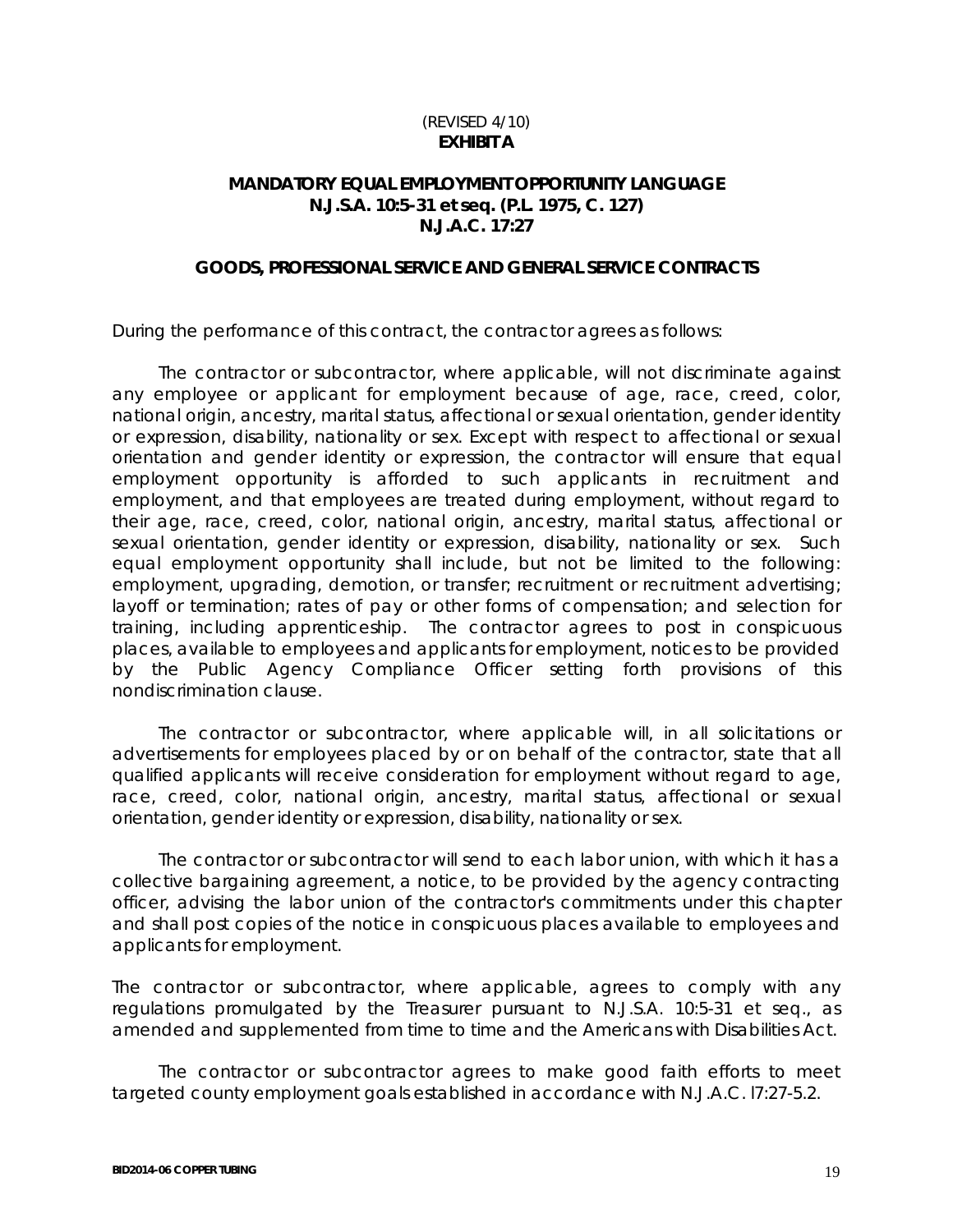(REVISED 4/10)

**EXHIBIT A**

**MANDATORY EQUAL EMPLOYMENT OPPORTUNITY LANGUAGE**
**N.J.S.A. 10:5-31 et seq. (P.L. 1975, C. 127)**
**N.J.A.C. 17:27**

**GOODS, PROFESSIONAL SERVICE AND GENERAL SERVICE CONTRACTS**

During the performance of this contract, the contractor agrees as follows:

The contractor or subcontractor, where applicable, will not discriminate against any employee or applicant for employment because of age, race, creed, color, national origin, ancestry, marital status, affectional or sexual orientation, gender identity or expression, disability, nationality or sex. Except with respect to affectional or sexual orientation and gender identity or expression, the contractor will ensure that equal employment opportunity is afforded to such applicants in recruitment and employment, and that employees are treated during employment, without regard to their age, race, creed, color, national origin, ancestry, marital status, affectional or sexual orientation, gender identity or expression, disability, nationality or sex. Such equal employment opportunity shall include, but not be limited to the following: employment, upgrading, demotion, or transfer; recruitment or recruitment advertising; layoff or termination; rates of pay or other forms of compensation; and selection for training, including apprenticeship. The contractor agrees to post in conspicuous places, available to employees and applicants for employment, notices to be provided by the Public Agency Compliance Officer setting forth provisions of this nondiscrimination clause.

The contractor or subcontractor, where applicable will, in all solicitations or advertisements for employees placed by or on behalf of the contractor, state that all qualified applicants will receive consideration for employment without regard to age, race, creed, color, national origin, ancestry, marital status, affectional or sexual orientation, gender identity or expression, disability, nationality or sex.

The contractor or subcontractor will send to each labor union, with which it has a collective bargaining agreement, a notice, to be provided by the agency contracting officer, advising the labor union of the contractor's commitments under this chapter and shall post copies of the notice in conspicuous places available to employees and applicants for employment.

The contractor or subcontractor, where applicable, agrees to comply with any regulations promulgated by the Treasurer pursuant to N.J.S.A. 10:5-31 et seq., as amended and supplemented from time to time and the Americans with Disabilities Act.

The contractor or subcontractor agrees to make good faith efforts to meet targeted county employment goals established in accordance with N.J.A.C. l7:27-5.2.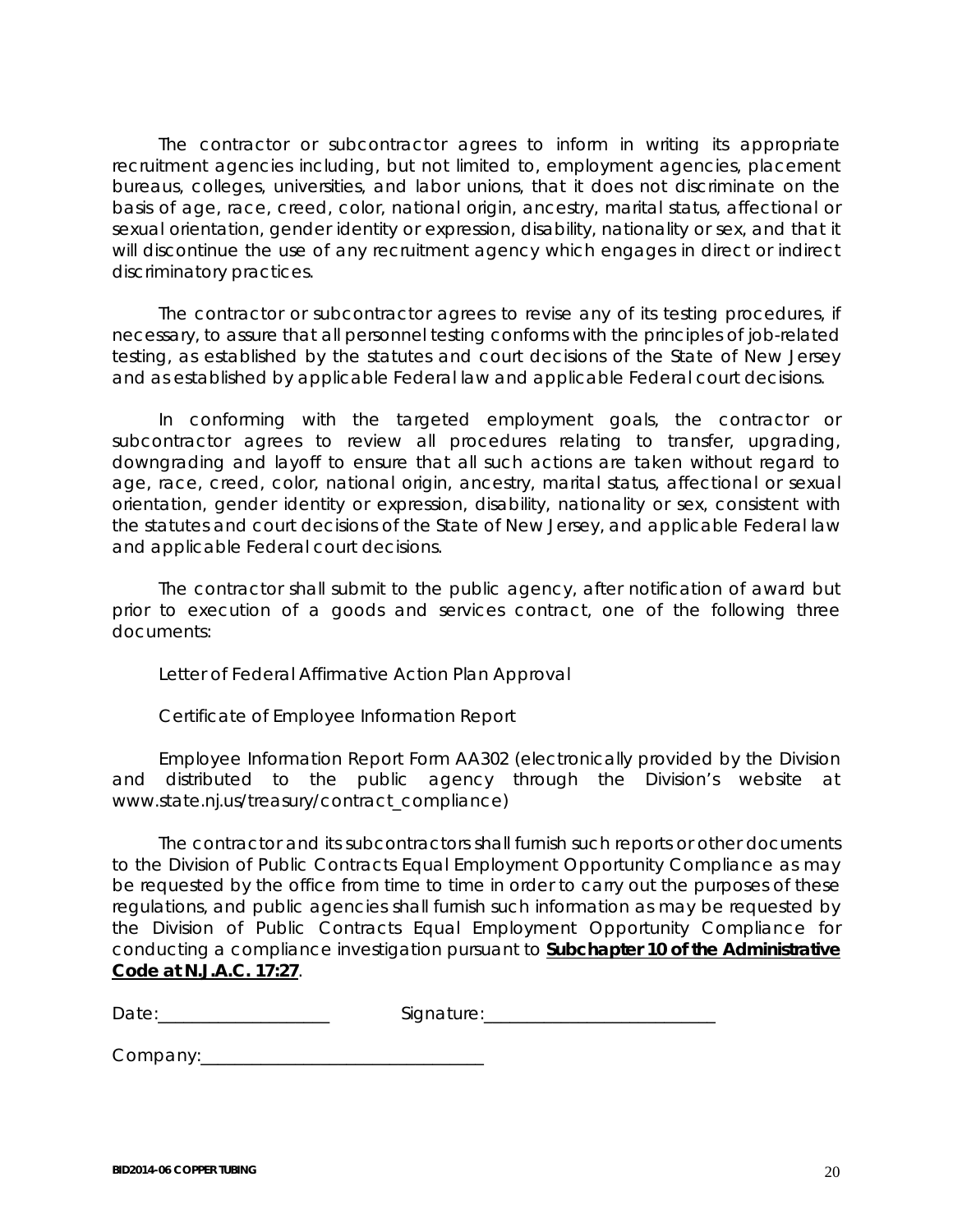The contractor or subcontractor agrees to inform in writing its appropriate recruitment agencies including, but not limited to, employment agencies, placement bureaus, colleges, universities, and labor unions, that it does not discriminate on the basis of age, race, creed, color, national origin, ancestry, marital status, affectional or sexual orientation, gender identity or expression, disability, nationality or sex, and that it will discontinue the use of any recruitment agency which engages in direct or indirect discriminatory practices.

The contractor or subcontractor agrees to revise any of its testing procedures, if necessary, to assure that all personnel testing conforms with the principles of job-related testing, as established by the statutes and court decisions of the State of New Jersey and as established by applicable Federal law and applicable Federal court decisions.

In conforming with the targeted employment goals, the contractor or subcontractor agrees to review all procedures relating to transfer, upgrading, downgrading and layoff to ensure that all such actions are taken without regard to age, race, creed, color, national origin, ancestry, marital status, affectional or sexual orientation, gender identity or expression, disability, nationality or sex, consistent with the statutes and court decisions of the State of New Jersey, and applicable Federal law and applicable Federal court decisions.

The contractor shall submit to the public agency, after notification of award but prior to execution of a goods and services contract, one of the following three documents:

Letter of Federal Affirmative Action Plan Approval

Certificate of Employee Information Report

Employee Information Report Form AA302 (electronically provided by the Division and distributed to the public agency through the Division's website at www.state.nj.us/treasury/contract_compliance)

The contractor and its subcontractors shall furnish such reports or other documents to the Division of Public Contracts Equal Employment Opportunity Compliance as may be requested by the office from time to time in order to carry out the purposes of these regulations, and public agencies shall furnish such information as may be requested by the Division of Public Contracts Equal Employment Opportunity Compliance for conducting a compliance investigation pursuant to **Subchapter 10 of the Administrative Code at N.J.A.C. 17:27**.

Date:____________________ Signature:___________________________

Company:________________________________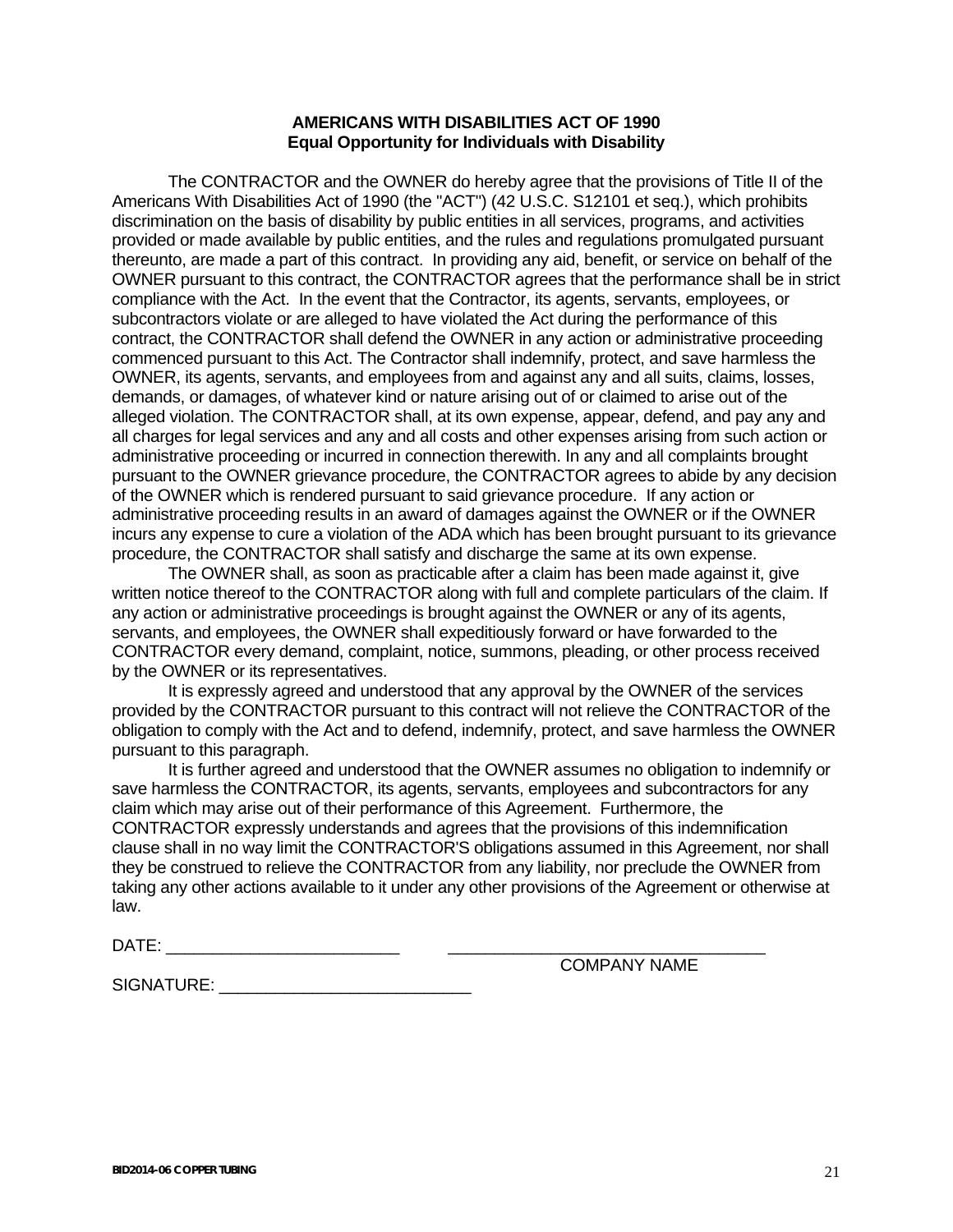**AMERICANS WITH DISABILITIES ACT OF 1990**
**Equal Opportunity for Individuals with Disability**

The CONTRACTOR and the OWNER do hereby agree that the provisions of Title II of the Americans With Disabilities Act of 1990 (the "ACT") (42 U.S.C. S12101 et seq.), which prohibits discrimination on the basis of disability by public entities in all services, programs, and activities provided or made available by public entities, and the rules and regulations promulgated pursuant thereunto, are made a part of this contract. In providing any aid, benefit, or service on behalf of the OWNER pursuant to this contract, the CONTRACTOR agrees that the performance shall be in strict compliance with the Act. In the event that the Contractor, its agents, servants, employees, or subcontractors violate or are alleged to have violated the Act during the performance of this contract, the CONTRACTOR shall defend the OWNER in any action or administrative proceeding commenced pursuant to this Act. The Contractor shall indemnify, protect, and save harmless the OWNER, its agents, servants, and employees from and against any and all suits, claims, losses, demands, or damages, of whatever kind or nature arising out of or claimed to arise out of the alleged violation. The CONTRACTOR shall, at its own expense, appear, defend, and pay any and all charges for legal services and any and all costs and other expenses arising from such action or administrative proceeding or incurred in connection therewith. In any and all complaints brought pursuant to the OWNER grievance procedure, the CONTRACTOR agrees to abide by any decision of the OWNER which is rendered pursuant to said grievance procedure. If any action or administrative proceeding results in an award of damages against the OWNER or if the OWNER incurs any expense to cure a violation of the ADA which has been brought pursuant to its grievance procedure, the CONTRACTOR shall satisfy and discharge the same at its own expense.

The OWNER shall, as soon as practicable after a claim has been made against it, give written notice thereof to the CONTRACTOR along with full and complete particulars of the claim. If any action or administrative proceedings is brought against the OWNER or any of its agents, servants, and employees, the OWNER shall expeditiously forward or have forwarded to the CONTRACTOR every demand, complaint, notice, summons, pleading, or other process received by the OWNER or its representatives.

It is expressly agreed and understood that any approval by the OWNER of the services provided by the CONTRACTOR pursuant to this contract will not relieve the CONTRACTOR of the obligation to comply with the Act and to defend, indemnify, protect, and save harmless the OWNER pursuant to this paragraph.

It is further agreed and understood that the OWNER assumes no obligation to indemnify or save harmless the CONTRACTOR, its agents, servants, employees and subcontractors for any claim which may arise out of their performance of this Agreement. Furthermore, the CONTRACTOR expressly understands and agrees that the provisions of this indemnification clause shall in no way limit the CONTRACTOR'S obligations assumed in this Agreement, nor shall they be construed to relieve the CONTRACTOR from any liability, nor preclude the OWNER from taking any other actions available to it under any other provisions of the Agreement or otherwise at law.

DATE: ________________________ ________________________________
COMPANY NAME

SIGNATURE: ___________________________

BID2014-06 COPPER TUBING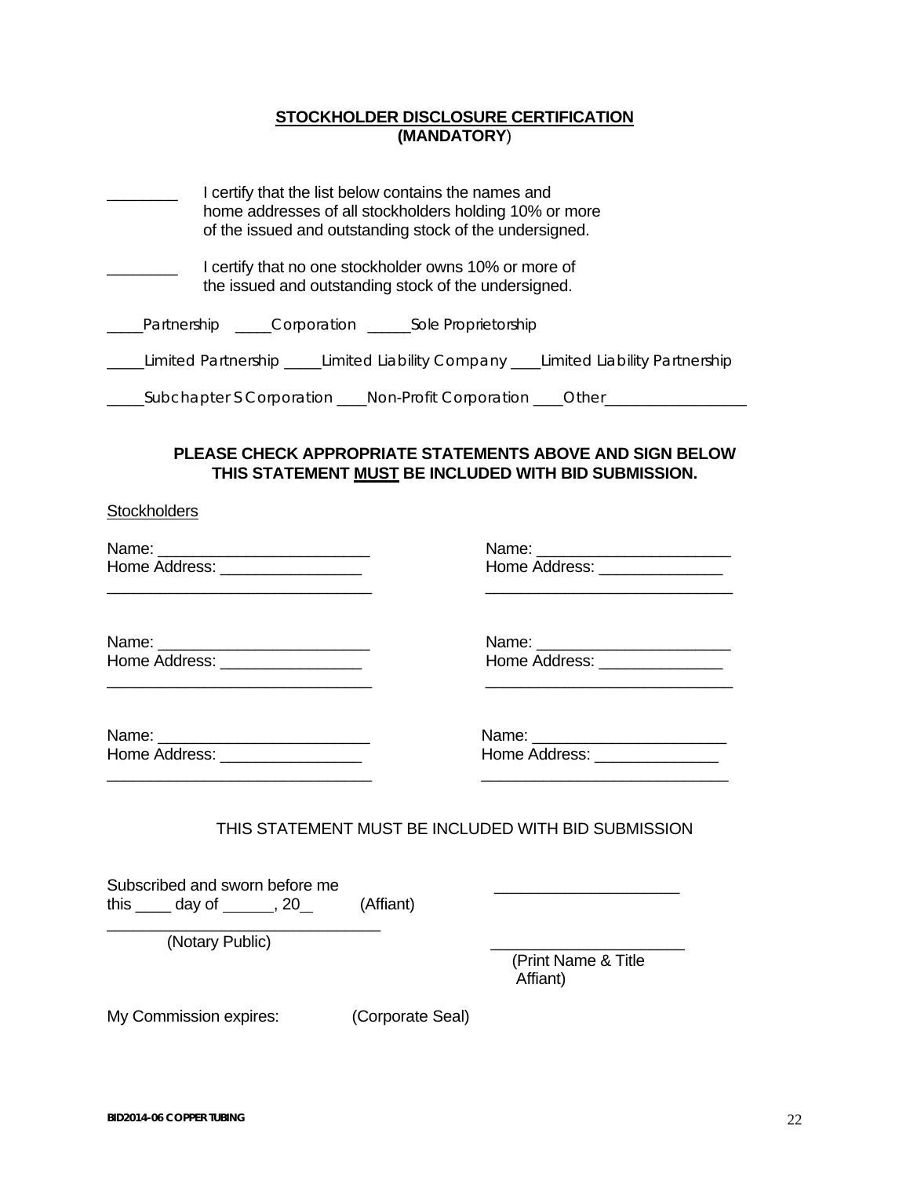**STOCKHOLDER DISCLOSURE CERTIFICATION**
**(MANDATORY)**

________ I certify that the list below contains the names and home addresses of all stockholders holding 10% or more of the issued and outstanding stock of the undersigned.

________ I certify that no one stockholder owns 10% or more of the issued and outstanding stock of the undersigned.

_____Partnership _____Corporation _____Sole Proprietorship

_____Limited Partnership _____Limited Liability Company ____Limited Liability Partnership

_____Subchapter S Corporation ____Non-Profit Corporation ____Other_________________

**PLEASE CHECK APPROPRIATE STATEMENTS ABOVE AND SIGN BELOW**
**THIS STATEMENT MUST BE INCLUDED WITH BID SUBMISSION.**

Stockholders

Name: ________________________
Home Address: ________________
______________________________

Name: ______________________
Home Address: ______________
____________________________

Name: ________________________
Home Address: ________________
______________________________

Name: ______________________
Home Address: ______________
____________________________

Name: ________________________
Home Address: ________________
______________________________

Name: ______________________
Home Address: ______________
____________________________

THIS STATEMENT MUST BE INCLUDED WITH BID SUBMISSION

Subscribed and sworn before me
this ____ day of ______, 20__ (Affiant)

_____________________
______________________________
(Notary Public)

_____________________
(Print Name & Title Affiant)

My Commission expires: (Corporate Seal)

BID2014-06 COPPER TUBING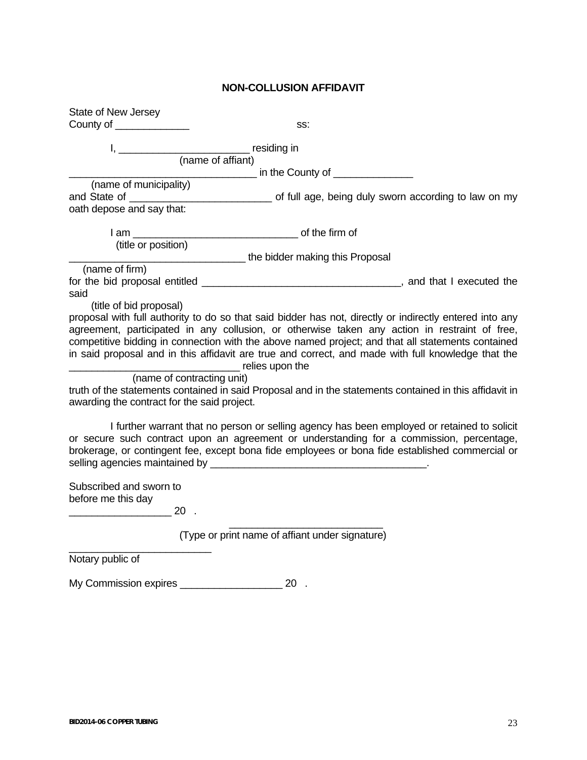## NON-COLLUSION AFFIDAVIT

State of New Jersey
County of _____________ ss:

I, _______________________ residing in
(name of affiant)
_________________________________ in the County of ______________
(name of municipality)
and State of _________________________ of full age, being duly sworn according to law on my oath depose and say that:

I am _____________________________ of the firm of
(title or position)
_______________________________ the bidder making this Proposal
(name of firm)
for the bid proposal entitled ___________________________________, and that I executed the said
(title of bid proposal)
proposal with full authority to do so that said bidder has not, directly or indirectly entered into any agreement, participated in any collusion, or otherwise taken any action in restraint of free, competitive bidding in connection with the above named project; and that all statements contained in said proposal and in this affidavit are true and correct, and made with full knowledge that the ______________________________ relies upon the
(name of contracting unit)
truth of the statements contained in said Proposal and in the statements contained in this affidavit in awarding the contract for the said project.

I further warrant that no person or selling agency has been employed or retained to solicit or secure such contract upon an agreement or understanding for a commission, percentage, brokerage, or contingent fee, except bona fide employees or bona fide established commercial or selling agencies maintained by ______________________________________.

Subscribed and sworn to
before me this day
__________________ 20 .

___________________________
(Type or print name of affiant under signature)

_________________________
Notary public of

My Commission expires __________________ 20 .

BID2014-06 COPPER TUBING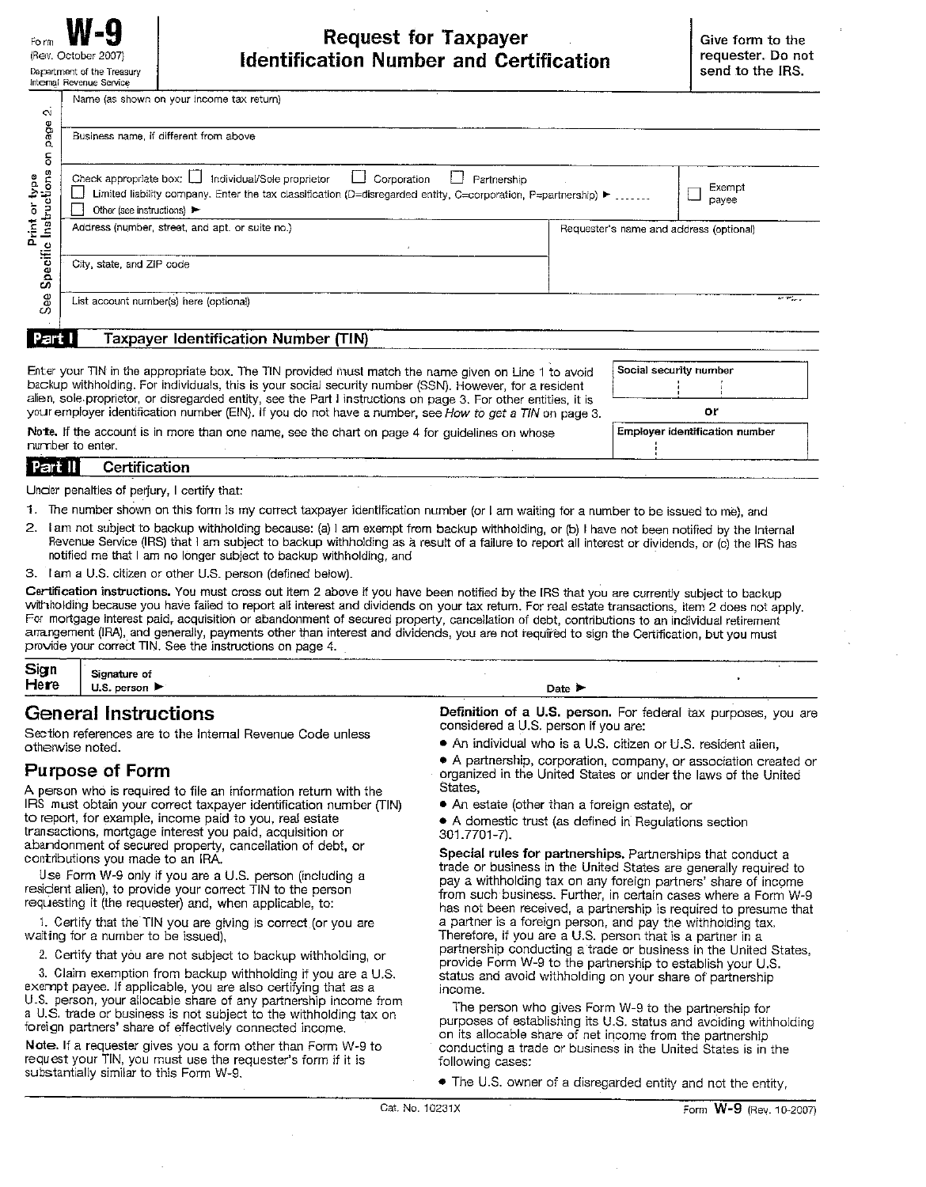Form **W-9**
(Rev. October 2007)
Department of the Treasury
Internal Revenue Service

# Request for Taxpayer Identification Number and Certification

**Give form to the requester. Do not send to the IRS.**

Print or type — See Specific Instructions on page 2.

Name (as shown on your income tax return)

Business name, if different from above

Check appropriate box: ☐ Individual/Sole proprietor ☐ Corporation ☐ Partnership
☐ Limited liability company. Enter the tax classification (D=disregarded entity, C=corporation, P=partnership) ► ______
☐ Other (see instructions) ►

☐ Exempt payee

Address (number, street, and apt. or suite no.)

Requester's name and address (optional)

City, state, and ZIP code

List account number(s) here (optional)

## Part I Taxpayer Identification Number (TIN)

Enter your TIN in the appropriate box. The TIN provided must match the name given on Line 1 to avoid backup withholding. For individuals, this is your social security number (SSN). However, for a resident alien, sole proprietor, or disregarded entity, see the Part I instructions on page 3. For other entities, it is your employer identification number (EIN). If you do not have a number, see *How to get a TIN* on page 3.

**Note.** If the account is in more than one name, see the chart on page 4 for guidelines on whose number to enter.

Social security number

or

Employer identification number

## Part II Certification

Under penalties of perjury, I certify that:

1. The number shown on this form is my correct taxpayer identification number (or I am waiting for a number to be issued to me), and
2. I am not subject to backup withholding because: (a) I am exempt from backup withholding, or (b) I have not been notified by the Internal Revenue Service (IRS) that I am subject to backup withholding as a result of a failure to report all interest or dividends, or (c) the IRS has notified me that I am no longer subject to backup withholding, and
3. I am a U.S. citizen or other U.S. person (defined below).

**Certification instructions.** You must cross out item 2 above if you have been notified by the IRS that you are currently subject to backup withholding because you have failed to report all interest and dividends on your tax return. For real estate transactions, item 2 does not apply. For mortgage interest paid, acquisition or abandonment of secured property, cancellation of debt, contributions to an individual retirement arrangement (IRA), and generally, payments other than interest and dividends, you are not required to sign the Certification, but you must provide your correct TIN. See the instructions on page 4.

**Sign Here** Signature of U.S. person ► Date ►

## General Instructions

Section references are to the Internal Revenue Code unless otherwise noted.

## Purpose of Form

A person who is required to file an information return with the IRS must obtain your correct taxpayer identification number (TIN) to report, for example, income paid to you, real estate transactions, mortgage interest you paid, acquisition or abandonment of secured property, cancellation of debt, or contributions you made to an IRA.

Use Form W-9 only if you are a U.S. person (including a resident alien), to provide your correct TIN to the person requesting it (the requester) and, when applicable, to:

1. Certify that the TIN you are giving is correct (or you are waiting for a number to be issued),

2. Certify that you are not subject to backup withholding, or

3. Claim exemption from backup withholding if you are a U.S. exempt payee. If applicable, you are also certifying that as a U.S. person, your allocable share of any partnership income from a U.S. trade or business is not subject to the withholding tax on foreign partners' share of effectively connected income.

**Note.** If a requester gives you a form other than Form W-9 to request your TIN, you must use the requester's form if it is substantially similar to this Form W-9.

**Definition of a U.S. person.** For federal tax purposes, you are considered a U.S. person if you are:

- An individual who is a U.S. citizen or U.S. resident alien,
- A partnership, corporation, company, or association created or organized in the United States or under the laws of the United States,
- An estate (other than a foreign estate), or
- A domestic trust (as defined in Regulations section 301.7701-7).

**Special rules for partnerships.** Partnerships that conduct a trade or business in the United States are generally required to pay a withholding tax on any foreign partners' share of income from such business. Further, in certain cases where a Form W-9 has not been received, a partnership is required to presume that a partner is a foreign person, and pay the withholding tax. Therefore, if you are a U.S. person that is a partner in a partnership conducting a trade or business in the United States, provide Form W-9 to the partnership to establish your U.S. status and avoid withholding on your share of partnership income.

The person who gives Form W-9 to the partnership for purposes of establishing its U.S. status and avoiding withholding on its allocable share of net income from the partnership conducting a trade or business in the United States is in the following cases:

- The U.S. owner of a disregarded entity and not the entity,

Cat. No. 10231X Form **W-9** (Rev. 10-2007)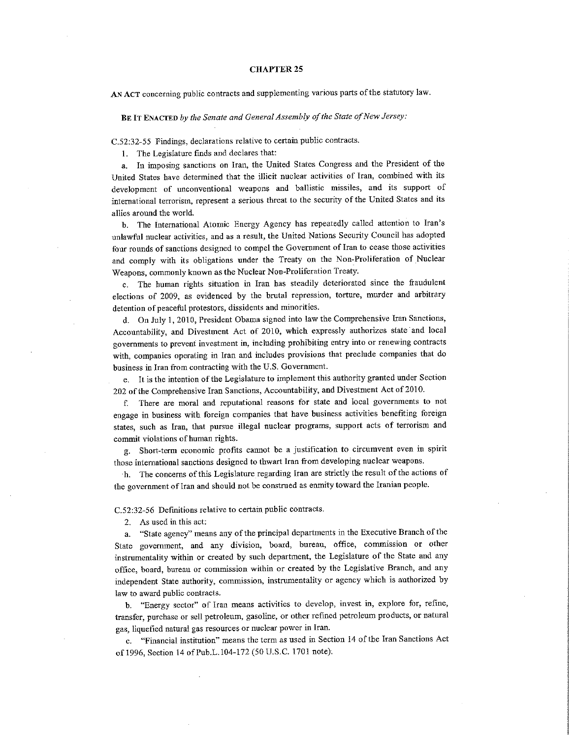# CHAPTER 25

**AN ACT** concerning public contracts and supplementing various parts of the statutory law.

**BE IT ENACTED** *by the Senate and General Assembly of the State of New Jersey:*

C.52:32-55 Findings, declarations relative to certain public contracts.

1. The Legislature finds and declares that:

a. In imposing sanctions on Iran, the United States Congress and the President of the United States have determined that the illicit nuclear activities of Iran, combined with its development of unconventional weapons and ballistic missiles, and its support of international terrorism, represent a serious threat to the security of the United States and its allies around the world.

b. The International Atomic Energy Agency has repeatedly called attention to Iran's unlawful nuclear activities, and as a result, the United Nations Security Council has adopted four rounds of sanctions designed to compel the Government of Iran to cease those activities and comply with its obligations under the Treaty on the Non-Proliferation of Nuclear Weapons, commonly known as the Nuclear Non-Proliferation Treaty.

c. The human rights situation in Iran has steadily deteriorated since the fraudulent elections of 2009, as evidenced by the brutal repression, torture, murder and arbitrary detention of peaceful protestors, dissidents and minorities.

d. On July 1, 2010, President Obama signed into law the Comprehensive Iran Sanctions, Accountability, and Divestment Act of 2010, which expressly authorizes state and local governments to prevent investment in, including prohibiting entry into or renewing contracts with, companies operating in Iran and includes provisions that preclude companies that do business in Iran from contracting with the U.S. Government.

e. It is the intention of the Legislature to implement this authority granted under Section 202 of the Comprehensive Iran Sanctions, Accountability, and Divestment Act of 2010.

f. There are moral and reputational reasons for state and local governments to not engage in business with foreign companies that have business activities benefiting foreign states, such as Iran, that pursue illegal nuclear programs, support acts of terrorism and commit violations of human rights.

g. Short-term economic profits cannot be a justification to circumvent even in spirit those international sanctions designed to thwart Iran from developing nuclear weapons.

h. The concerns of this Legislature regarding Iran are strictly the result of the actions of the government of Iran and should not be construed as enmity toward the Iranian people.

C.52:32-56 Definitions relative to certain public contracts.

2. As used in this act:

a. "State agency" means any of the principal departments in the Executive Branch of the State government, and any division, board, bureau, office, commission or other instrumentality within or created by such department, the Legislature of the State and any office, board, bureau or commission within or created by the Legislative Branch, and any independent State authority, commission, instrumentality or agency which is authorized by law to award public contracts.

b. "Energy sector" of Iran means activities to develop, invest in, explore for, refine, transfer, purchase or sell petroleum, gasoline, or other refined petroleum products, or natural gas, liquefied natural gas resources or nuclear power in Iran.

c. "Financial institution" means the term as used in Section 14 of the Iran Sanctions Act of 1996, Section 14 of Pub.L.104-172 (50 U.S.C. 1701 note).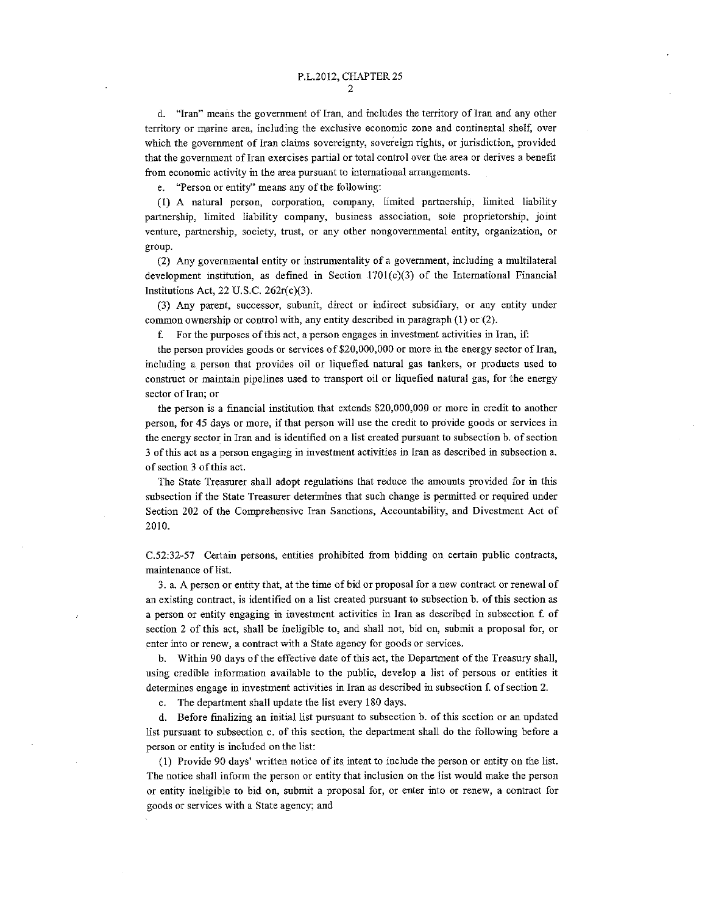d. "Iran" means the government of Iran, and includes the territory of Iran and any other territory or marine area, including the exclusive economic zone and continental shelf, over which the government of Iran claims sovereignty, sovereign rights, or jurisdiction, provided that the government of Iran exercises partial or total control over the area or derives a benefit from economic activity in the area pursuant to international arrangements.

e. "Person or entity" means any of the following:

(1) A natural person, corporation, company, limited partnership, limited liability partnership, limited liability company, business association, sole proprietorship, joint venture, partnership, society, trust, or any other nongovernmental entity, organization, or group.

(2) Any governmental entity or instrumentality of a government, including a multilateral development institution, as defined in Section 1701(c)(3) of the International Financial Institutions Act, 22 U.S.C. 262r(c)(3).

(3) Any parent, successor, subunit, direct or indirect subsidiary, or any entity under common ownership or control with, any entity described in paragraph (1) or (2).

f. For the purposes of this act, a person engages in investment activities in Iran, if:

the person provides goods or services of $20,000,000 or more in the energy sector of Iran, including a person that provides oil or liquefied natural gas tankers, or products used to construct or maintain pipelines used to transport oil or liquefied natural gas, for the energy sector of Iran; or

the person is a financial institution that extends $20,000,000 or more in credit to another person, for 45 days or more, if that person will use the credit to provide goods or services in the energy sector in Iran and is identified on a list created pursuant to subsection b. of section 3 of this act as a person engaging in investment activities in Iran as described in subsection a. of section 3 of this act.

The State Treasurer shall adopt regulations that reduce the amounts provided for in this subsection if the State Treasurer determines that such change is permitted or required under Section 202 of the Comprehensive Iran Sanctions, Accountability, and Divestment Act of 2010.

C.52:32-57 Certain persons, entities prohibited from bidding on certain public contracts, maintenance of list.

3. a. A person or entity that, at the time of bid or proposal for a new contract or renewal of an existing contract, is identified on a list created pursuant to subsection b. of this section as a person or entity engaging in investment activities in Iran as described in subsection f. of section 2 of this act, shall be ineligible to, and shall not, bid on, submit a proposal for, or enter into or renew, a contract with a State agency for goods or services.

b. Within 90 days of the effective date of this act, the Department of the Treasury shall, using credible information available to the public, develop a list of persons or entities it determines engage in investment activities in Iran as described in subsection f. of section 2.

c. The department shall update the list every 180 days.

d. Before finalizing an initial list pursuant to subsection b. of this section or an updated list pursuant to subsection c. of this section, the department shall do the following before a person or entity is included on the list:

(1) Provide 90 days' written notice of its intent to include the person or entity on the list. The notice shall inform the person or entity that inclusion on the list would make the person or entity ineligible to bid on, submit a proposal for, or enter into or renew, a contract for goods or services with a State agency; and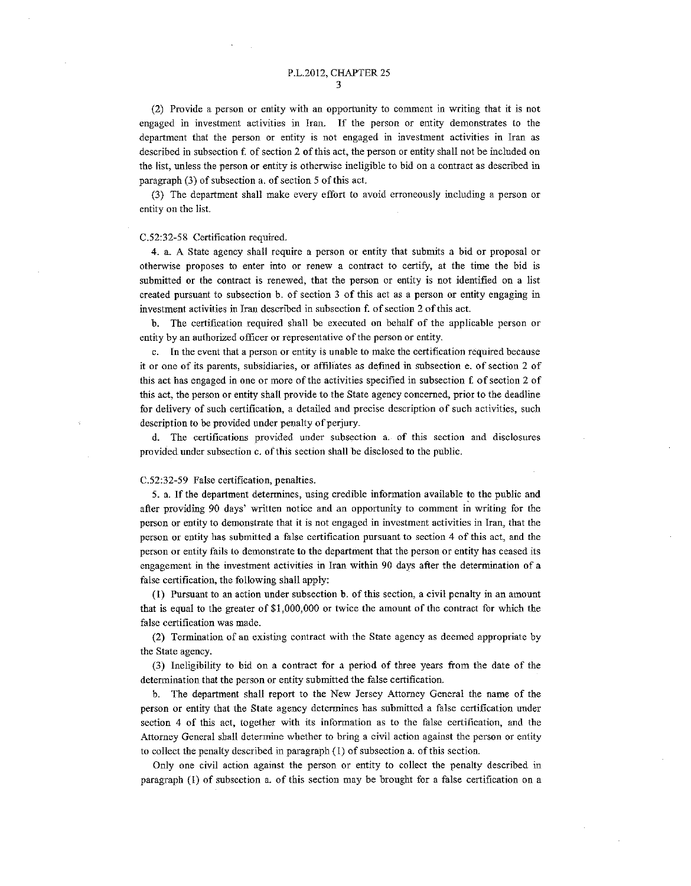(2) Provide a person or entity with an opportunity to comment in writing that it is not engaged in investment activities in Iran. If the person or entity demonstrates to the department that the person or entity is not engaged in investment activities in Iran as described in subsection f. of section 2 of this act, the person or entity shall not be included on the list, unless the person or entity is otherwise ineligible to bid on a contract as described in paragraph (3) of subsection a. of section 5 of this act.

(3) The department shall make every effort to avoid erroneously including a person or entity on the list.

C.52:32-58 Certification required.

4. a. A State agency shall require a person or entity that submits a bid or proposal or otherwise proposes to enter into or renew a contract to certify, at the time the bid is submitted or the contract is renewed, that the person or entity is not identified on a list created pursuant to subsection b. of section 3 of this act as a person or entity engaging in investment activities in Iran described in subsection f. of section 2 of this act.

b. The certification required shall be executed on behalf of the applicable person or entity by an authorized officer or representative of the person or entity.

c. In the event that a person or entity is unable to make the certification required because it or one of its parents, subsidiaries, or affiliates as defined in subsection e. of section 2 of this act has engaged in one or more of the activities specified in subsection f. of section 2 of this act, the person or entity shall provide to the State agency concerned, prior to the deadline for delivery of such certification, a detailed and precise description of such activities, such description to be provided under penalty of perjury.

d. The certifications provided under subsection a. of this section and disclosures provided under subsection c. of this section shall be disclosed to the public.

C.52:32-59 False certification, penalties.

5. a. If the department determines, using credible information available to the public and after providing 90 days' written notice and an opportunity to comment in writing for the person or entity to demonstrate that it is not engaged in investment activities in Iran, that the person or entity has submitted a false certification pursuant to section 4 of this act, and the person or entity fails to demonstrate to the department that the person or entity has ceased its engagement in the investment activities in Iran within 90 days after the determination of a false certification, the following shall apply:

(1) Pursuant to an action under subsection b. of this section, a civil penalty in an amount that is equal to the greater of $1,000,000 or twice the amount of the contract for which the false certification was made.

(2) Termination of an existing contract with the State agency as deemed appropriate by the State agency.

(3) Ineligibility to bid on a contract for a period of three years from the date of the determination that the person or entity submitted the false certification.

b. The department shall report to the New Jersey Attorney General the name of the person or entity that the State agency determines has submitted a false certification under section 4 of this act, together with its information as to the false certification, and the Attorney General shall determine whether to bring a civil action against the person or entity to collect the penalty described in paragraph (1) of subsection a. of this section.

Only one civil action against the person or entity to collect the penalty described in paragraph (1) of subsection a. of this section may be brought for a false certification on a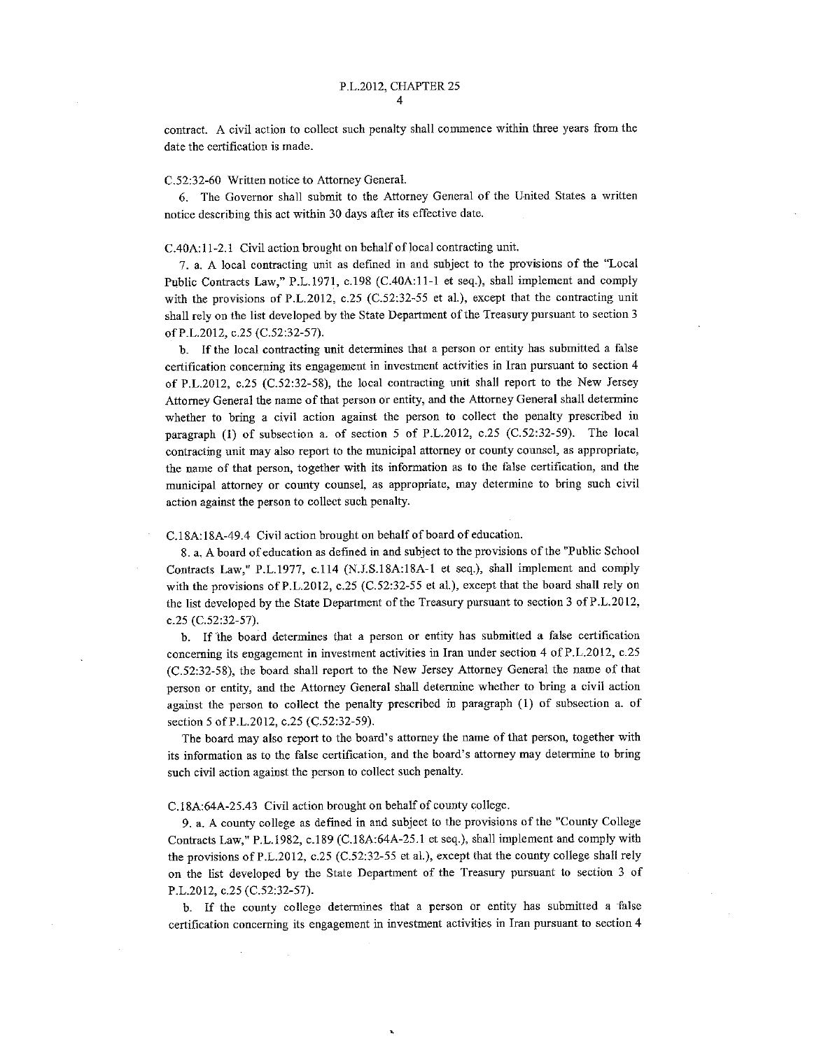contract. A civil action to collect such penalty shall commence within three years from the date the certification is made.

C.52:32-60 Written notice to Attorney General.

6. The Governor shall submit to the Attorney General of the United States a written notice describing this act within 30 days after its effective date.

C.40A:11-2.1 Civil action brought on behalf of local contracting unit.

7. a. A local contracting unit as defined in and subject to the provisions of the "Local Public Contracts Law," P.L.1971, c.198 (C.40A:11-1 et seq.), shall implement and comply with the provisions of P.L.2012, c.25 (C.52:32-55 et al.), except that the contracting unit shall rely on the list developed by the State Department of the Treasury pursuant to section 3 of P.L.2012, c.25 (C.52:32-57).

b. If the local contracting unit determines that a person or entity has submitted a false certification concerning its engagement in investment activities in Iran pursuant to section 4 of P.L.2012, c.25 (C.52:32-58), the local contracting unit shall report to the New Jersey Attorney General the name of that person or entity, and the Attorney General shall determine whether to bring a civil action against the person to collect the penalty prescribed in paragraph (1) of subsection a. of section 5 of P.L.2012, c.25 (C.52:32-59). The local contracting unit may also report to the municipal attorney or county counsel, as appropriate, the name of that person, together with its information as to the false certification, and the municipal attorney or county counsel, as appropriate, may determine to bring such civil action against the person to collect such penalty.

C.18A:18A-49.4 Civil action brought on behalf of board of education.

8. a. A board of education as defined in and subject to the provisions of the "Public School Contracts Law," P.L.1977, c.114 (N.J.S.18A:18A-1 et seq.), shall implement and comply with the provisions of P.L.2012, c.25 (C.52:32-55 et al.), except that the board shall rely on the list developed by the State Department of the Treasury pursuant to section 3 of P.L.2012, c.25 (C.52:32-57).

b. If the board determines that a person or entity has submitted a false certification concerning its engagement in investment activities in Iran under section 4 of P.L.2012, c.25 (C.52:32-58), the board shall report to the New Jersey Attorney General the name of that person or entity, and the Attorney General shall determine whether to bring a civil action against the person to collect the penalty prescribed in paragraph (1) of subsection a. of section 5 of P.L.2012, c.25 (C.52:32-59).

The board may also report to the board's attorney the name of that person, together with its information as to the false certification, and the board's attorney may determine to bring such civil action against the person to collect such penalty.

C.18A:64A-25.43 Civil action brought on behalf of county college.

9. a. A county college as defined in and subject to the provisions of the "County College Contracts Law," P.L.1982, c.189 (C.18A:64A-25.1 et seq.), shall implement and comply with the provisions of P.L.2012, c.25 (C.52:32-55 et al.), except that the county college shall rely on the list developed by the State Department of the Treasury pursuant to section 3 of P.L.2012, c.25 (C.52:32-57).

b. If the county college determines that a person or entity has submitted a false certification concerning its engagement in investment activities in Iran pursuant to section 4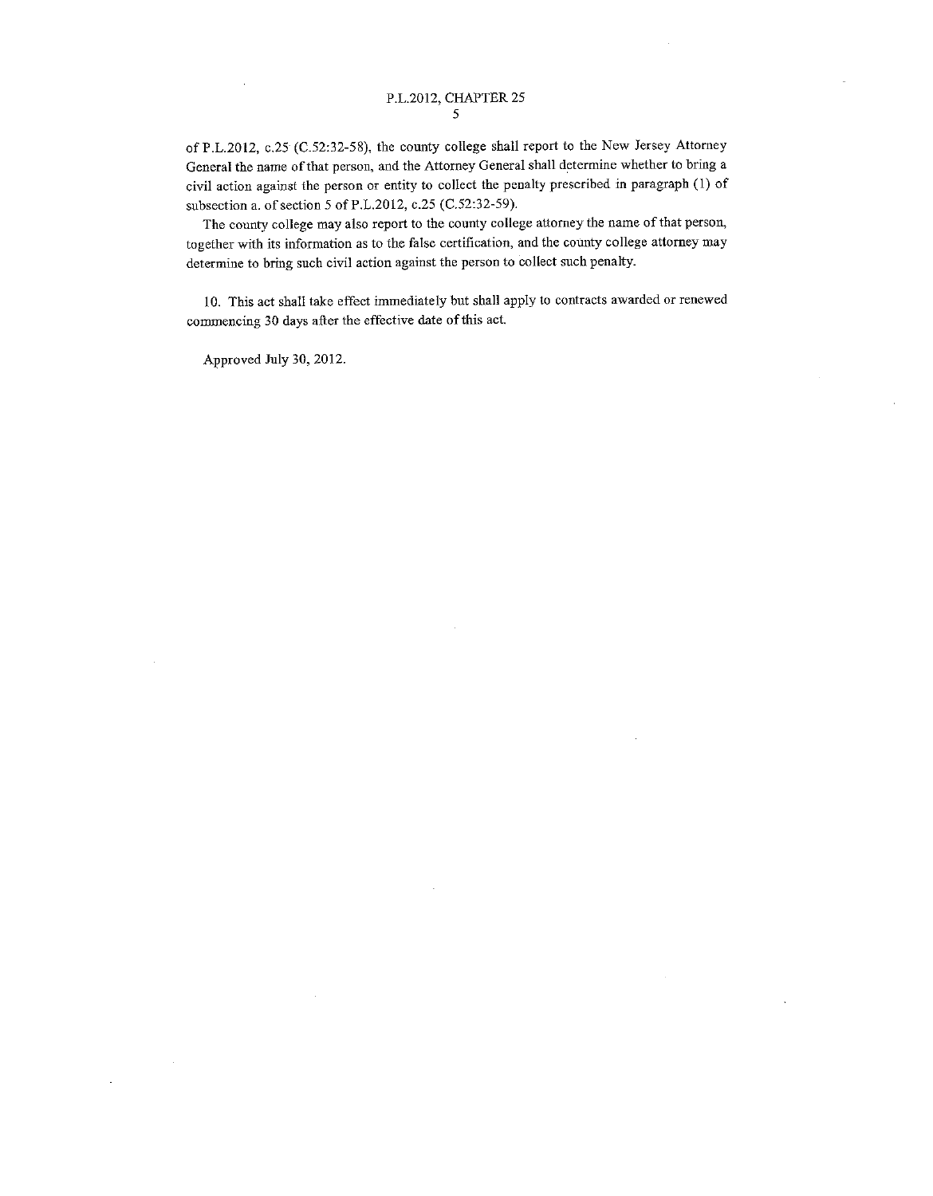of P.L.2012, c.25 (C.52:32-58), the county college shall report to the New Jersey Attorney General the name of that person, and the Attorney General shall determine whether to bring a civil action against the person or entity to collect the penalty prescribed in paragraph (1) of subsection a. of section 5 of P.L.2012, c.25 (C.52:32-59).

The county college may also report to the county college attorney the name of that person, together with its information as to the false certification, and the county college attorney may determine to bring such civil action against the person to collect such penalty.

10. This act shall take effect immediately but shall apply to contracts awarded or renewed commencing 30 days after the effective date of this act.

Approved July 30, 2012.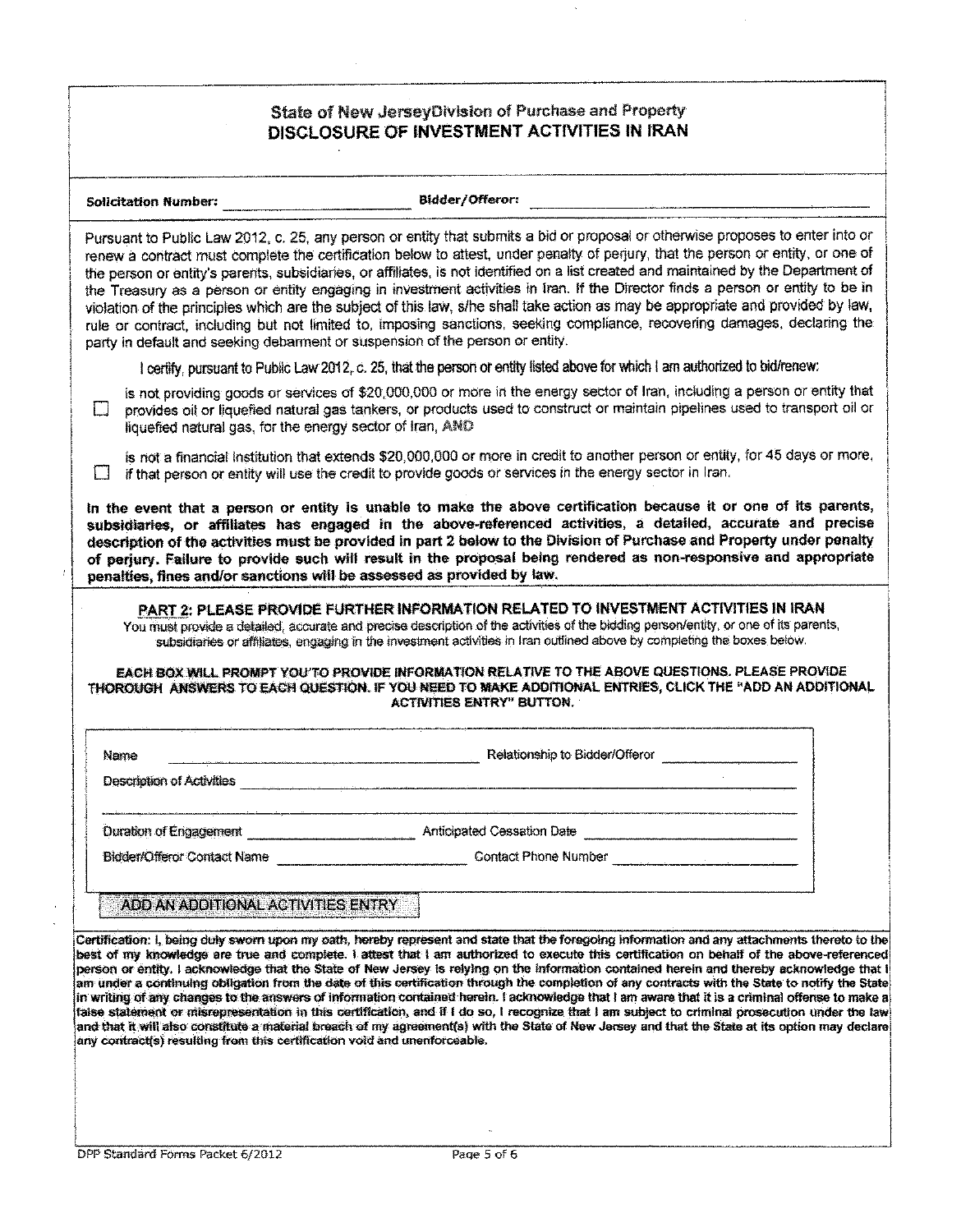## State of New JerseyDivision of Purchase and Property
# DISCLOSURE OF INVESTMENT ACTIVITIES IN IRAN

**Solicitation Number:** ______________________ **Bidder/Offeror:** ______________________________________

Pursuant to Public Law 2012, c. 25, any person or entity that submits a bid or proposal or otherwise proposes to enter into or renew a contract must complete the certification below to attest, under penalty of perjury, that the person or entity, or one of the person or entity's parents, subsidiaries, or affiliates, is not identified on a list created and maintained by the Department of the Treasury as a person or entity engaging in investment activities in Iran. If the Director finds a person or entity to be in violation of the principles which are the subject of this law, s/he shall take action as may be appropriate and provided by law, rule or contract, including but not limited to, imposing sanctions, seeking compliance, recovering damages, declaring the party in default and seeking debarment or suspension of the person or entity.

I certify, pursuant to Public Law 2012, c. 25, that the person or entity listed above for which I am authorized to bid/renew:

☐ is not providing goods or services of $20,000,000 or more in the energy sector of Iran, including a person or entity that provides oil or liquefied natural gas tankers, or products used to construct or maintain pipelines used to transport oil or liquefied natural gas, for the energy sector of Iran, AND

☐ is not a financial institution that extends $20,000,000 or more in credit to another person or entity, for 45 days or more, if that person or entity will use the credit to provide goods or services in the energy sector in Iran.

**In the event that a person or entity is unable to make the above certification because it or one of its parents, subsidiaries, or affiliates has engaged in the above-referenced activities, a detailed, accurate and precise description of the activities must be provided in part 2 below to the Division of Purchase and Property under penalty of perjury. Failure to provide such will result in the proposal being rendered as non-responsive and appropriate penalties, fines and/or sanctions will be assessed as provided by law.**

## PART 2: PLEASE PROVIDE FURTHER INFORMATION RELATED TO INVESTMENT ACTIVITIES IN IRAN

You must provide a detailed, accurate and precise description of the activities of the bidding person/entity, or one of its parents, subsidiaries or affiliates, engaging in the investment activities in Iran outlined above by completing the boxes below.

**EACH BOX WILL PROMPT YOU TO PROVIDE INFORMATION RELATIVE TO THE ABOVE QUESTIONS. PLEASE PROVIDE THOROUGH ANSWERS TO EACH QUESTION. IF YOU NEED TO MAKE ADDITIONAL ENTRIES, CLICK THE "ADD AN ADDITIONAL ACTIVITIES ENTRY" BUTTON.**

Name ______________________________ Relationship to Bidder/Offeror ______________

Description of Activities ______________________________________________________

_____________________________________________________________________________

Duration of Engagement ______________ Anticipated Cessation Date ______________

Bidder/Offeror Contact Name ______________ Contact Phone Number ______________

ADD AN ADDITIONAL ACTIVITIES ENTRY

**Certification: I, being duly sworn upon my oath, hereby represent and state that the foregoing information and any attachments thereto to the best of my knowledge are true and complete. I attest that I am authorized to execute this certification on behalf of the above-referenced person or entity. I acknowledge that the State of New Jersey is relying on the information contained herein and thereby acknowledge that I am under a continuing obligation from the date of this certification through the completion of any contracts with the State to notify the State in writing of any changes to the answers of information contained herein. I acknowledge that I am aware that it is a criminal offense to make a false statement or misrepresentation in this certification, and if I do so, I recognize that I am subject to criminal prosecution under the law and that it will also constitute a material breach of my agreement(s) with the State of New Jersey and that the State at its option may declare any contract(s) resulting from this certification void and unenforceable.**

DPP Standard Forms Packet 6/2012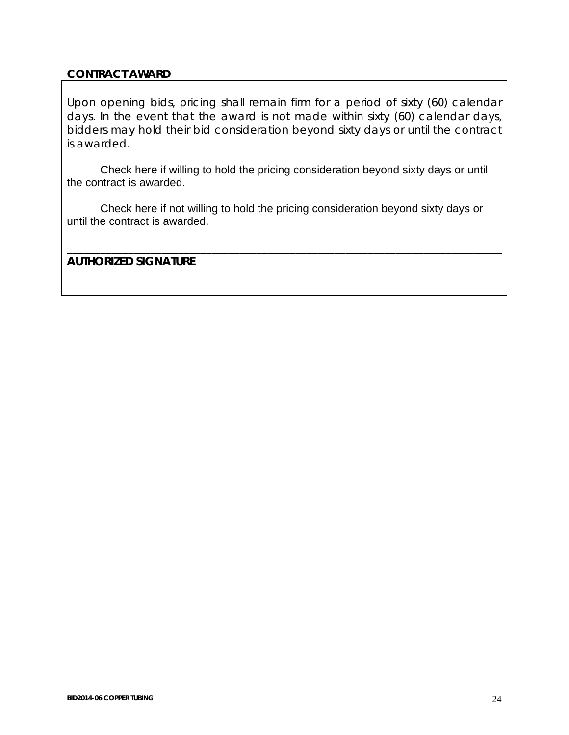## CONTRACT AWARD

Upon opening bids, pricing shall remain firm for a period of sixty (60) calendar days. In the event that the award is not made within sixty (60) calendar days, bidders may hold their bid consideration beyond sixty days or until the contract is awarded.

Check here if willing to hold the pricing consideration beyond sixty days or until the contract is awarded.

Check here if not willing to hold the pricing consideration beyond sixty days or until the contract is awarded.

\_\_\_\_\_\_\_\_\_\_\_\_\_\_\_\_\_\_\_\_\_\_\_\_\_\_\_\_\_\_\_\_\_\_\_\_\_\_\_\_\_\_\_\_\_\_\_\_\_\_\_\_\_\_\_\_\_\_\_\_\_\_\_\_\_\_\_\_

**AUTHORIZED SIGNATURE**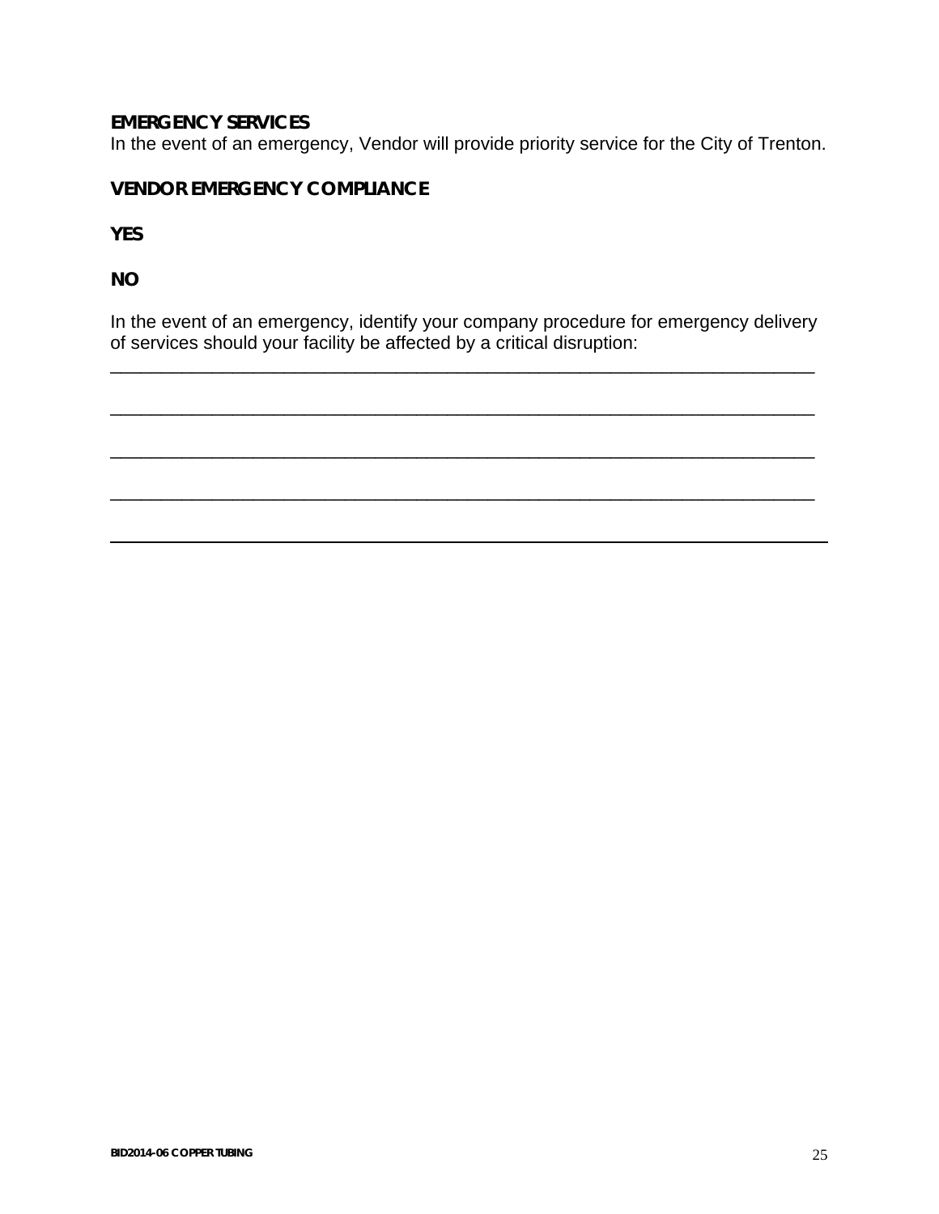**EMERGENCY SERVICES**
In the event of an emergency, Vendor will provide priority service for the City of Trenton.

**VENDOR EMERGENCY COMPLIANCE**

**YES**

**NO**

In the event of an emergency, identify your company procedure for emergency delivery of services should your facility be affected by a critical disruption:

___________________________________________________________________________

___________________________________________________________________________

___________________________________________________________________________

___________________________________________________________________________

___________________________________________________________________________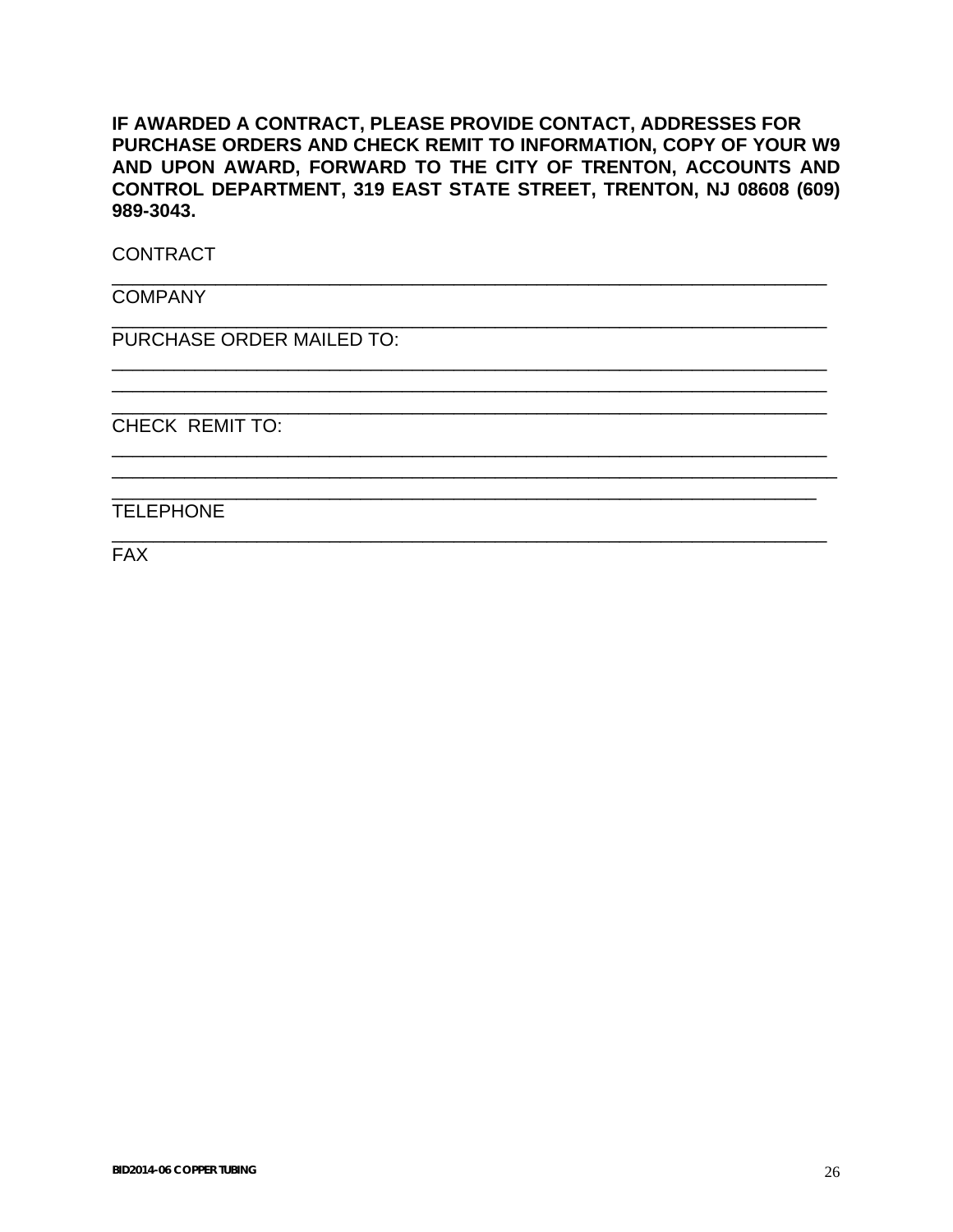**IF AWARDED A CONTRACT, PLEASE PROVIDE CONTACT, ADDRESSES FOR PURCHASE ORDERS AND CHECK REMIT TO INFORMATION, COPY OF YOUR W9 AND UPON AWARD, FORWARD TO THE CITY OF TRENTON, ACCOUNTS AND CONTROL DEPARTMENT, 319 EAST STATE STREET, TRENTON, NJ 08608 (609) 989-3043.**

CONTRACT

_______________________________________________________________________

COMPANY

_______________________________________________________________________

PURCHASE ORDER MAILED TO:

_______________________________________________________________________

_______________________________________________________________________

_______________________________________________________________________

CHECK REMIT TO:

_______________________________________________________________________

_______________________________________________________________________

_______________________________________________________________________

TELEPHONE

_______________________________________________________________________

FAX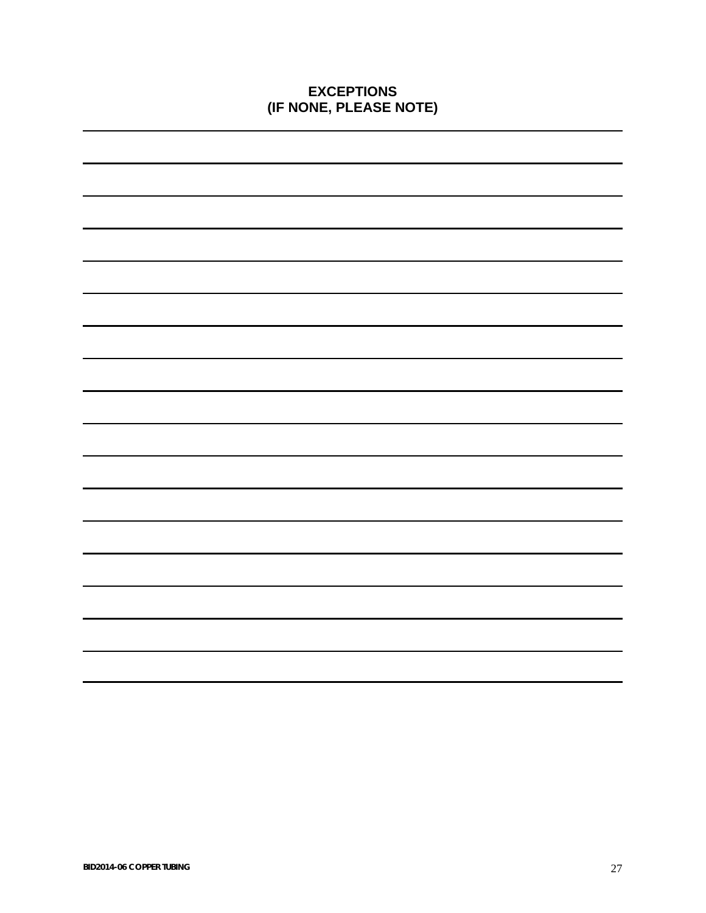## EXCEPTIONS
## (IF NONE, PLEASE NOTE)

\_\_\_\_\_\_\_\_\_\_\_\_\_\_\_\_\_\_\_\_\_\_\_\_\_\_\_\_\_\_\_\_\_\_\_\_\_\_\_\_\_\_\_\_\_\_\_\_\_\_\_\_\_\_\_\_\_\_\_\_\_\_\_\_\_\_\_\_\_\_\_\_\_\_\_\_\_\_

\_\_\_\_\_\_\_\_\_\_\_\_\_\_\_\_\_\_\_\_\_\_\_\_\_\_\_\_\_\_\_\_\_\_\_\_\_\_\_\_\_\_\_\_\_\_\_\_\_\_\_\_\_\_\_\_\_\_\_\_\_\_\_\_\_\_\_\_\_\_\_\_\_\_\_\_\_\_

\_\_\_\_\_\_\_\_\_\_\_\_\_\_\_\_\_\_\_\_\_\_\_\_\_\_\_\_\_\_\_\_\_\_\_\_\_\_\_\_\_\_\_\_\_\_\_\_\_\_\_\_\_\_\_\_\_\_\_\_\_\_\_\_\_\_\_\_\_\_\_\_\_\_\_\_\_\_

\_\_\_\_\_\_\_\_\_\_\_\_\_\_\_\_\_\_\_\_\_\_\_\_\_\_\_\_\_\_\_\_\_\_\_\_\_\_\_\_\_\_\_\_\_\_\_\_\_\_\_\_\_\_\_\_\_\_\_\_\_\_\_\_\_\_\_\_\_\_\_\_\_\_\_\_\_\_

\_\_\_\_\_\_\_\_\_\_\_\_\_\_\_\_\_\_\_\_\_\_\_\_\_\_\_\_\_\_\_\_\_\_\_\_\_\_\_\_\_\_\_\_\_\_\_\_\_\_\_\_\_\_\_\_\_\_\_\_\_\_\_\_\_\_\_\_\_\_\_\_\_\_\_\_\_\_

\_\_\_\_\_\_\_\_\_\_\_\_\_\_\_\_\_\_\_\_\_\_\_\_\_\_\_\_\_\_\_\_\_\_\_\_\_\_\_\_\_\_\_\_\_\_\_\_\_\_\_\_\_\_\_\_\_\_\_\_\_\_\_\_\_\_\_\_\_\_\_\_\_\_\_\_\_\_

\_\_\_\_\_\_\_\_\_\_\_\_\_\_\_\_\_\_\_\_\_\_\_\_\_\_\_\_\_\_\_\_\_\_\_\_\_\_\_\_\_\_\_\_\_\_\_\_\_\_\_\_\_\_\_\_\_\_\_\_\_\_\_\_\_\_\_\_\_\_\_\_\_\_\_\_\_\_

\_\_\_\_\_\_\_\_\_\_\_\_\_\_\_\_\_\_\_\_\_\_\_\_\_\_\_\_\_\_\_\_\_\_\_\_\_\_\_\_\_\_\_\_\_\_\_\_\_\_\_\_\_\_\_\_\_\_\_\_\_\_\_\_\_\_\_\_\_\_\_\_\_\_\_\_\_\_

\_\_\_\_\_\_\_\_\_\_\_\_\_\_\_\_\_\_\_\_\_\_\_\_\_\_\_\_\_\_\_\_\_\_\_\_\_\_\_\_\_\_\_\_\_\_\_\_\_\_\_\_\_\_\_\_\_\_\_\_\_\_\_\_\_\_\_\_\_\_\_\_\_\_\_\_\_\_

\_\_\_\_\_\_\_\_\_\_\_\_\_\_\_\_\_\_\_\_\_\_\_\_\_\_\_\_\_\_\_\_\_\_\_\_\_\_\_\_\_\_\_\_\_\_\_\_\_\_\_\_\_\_\_\_\_\_\_\_\_\_\_\_\_\_\_\_\_\_\_\_\_\_\_\_\_\_

\_\_\_\_\_\_\_\_\_\_\_\_\_\_\_\_\_\_\_\_\_\_\_\_\_\_\_\_\_\_\_\_\_\_\_\_\_\_\_\_\_\_\_\_\_\_\_\_\_\_\_\_\_\_\_\_\_\_\_\_\_\_\_\_\_\_\_\_\_\_\_\_\_\_\_\_\_\_

\_\_\_\_\_\_\_\_\_\_\_\_\_\_\_\_\_\_\_\_\_\_\_\_\_\_\_\_\_\_\_\_\_\_\_\_\_\_\_\_\_\_\_\_\_\_\_\_\_\_\_\_\_\_\_\_\_\_\_\_\_\_\_\_\_\_\_\_\_\_\_\_\_\_\_\_\_\_

\_\_\_\_\_\_\_\_\_\_\_\_\_\_\_\_\_\_\_\_\_\_\_\_\_\_\_\_\_\_\_\_\_\_\_\_\_\_\_\_\_\_\_\_\_\_\_\_\_\_\_\_\_\_\_\_\_\_\_\_\_\_\_\_\_\_\_\_\_\_\_\_\_\_\_\_\_\_

\_\_\_\_\_\_\_\_\_\_\_\_\_\_\_\_\_\_\_\_\_\_\_\_\_\_\_\_\_\_\_\_\_\_\_\_\_\_\_\_\_\_\_\_\_\_\_\_\_\_\_\_\_\_\_\_\_\_\_\_\_\_\_\_\_\_\_\_\_\_\_\_\_\_\_\_\_\_

\_\_\_\_\_\_\_\_\_\_\_\_\_\_\_\_\_\_\_\_\_\_\_\_\_\_\_\_\_\_\_\_\_\_\_\_\_\_\_\_\_\_\_\_\_\_\_\_\_\_\_\_\_\_\_\_\_\_\_\_\_\_\_\_\_\_\_\_\_\_\_\_\_\_\_\_\_\_

\_\_\_\_\_\_\_\_\_\_\_\_\_\_\_\_\_\_\_\_\_\_\_\_\_\_\_\_\_\_\_\_\_\_\_\_\_\_\_\_\_\_\_\_\_\_\_\_\_\_\_\_\_\_\_\_\_\_\_\_\_\_\_\_\_\_\_\_\_\_\_\_\_\_\_\_\_\_

\_\_\_\_\_\_\_\_\_\_\_\_\_\_\_\_\_\_\_\_\_\_\_\_\_\_\_\_\_\_\_\_\_\_\_\_\_\_\_\_\_\_\_\_\_\_\_\_\_\_\_\_\_\_\_\_\_\_\_\_\_\_\_\_\_\_\_\_\_\_\_\_\_\_\_\_\_\_

\_\_\_\_\_\_\_\_\_\_\_\_\_\_\_\_\_\_\_\_\_\_\_\_\_\_\_\_\_\_\_\_\_\_\_\_\_\_\_\_\_\_\_\_\_\_\_\_\_\_\_\_\_\_\_\_\_\_\_\_\_\_\_\_\_\_\_\_\_\_\_\_\_\_\_\_\_\_